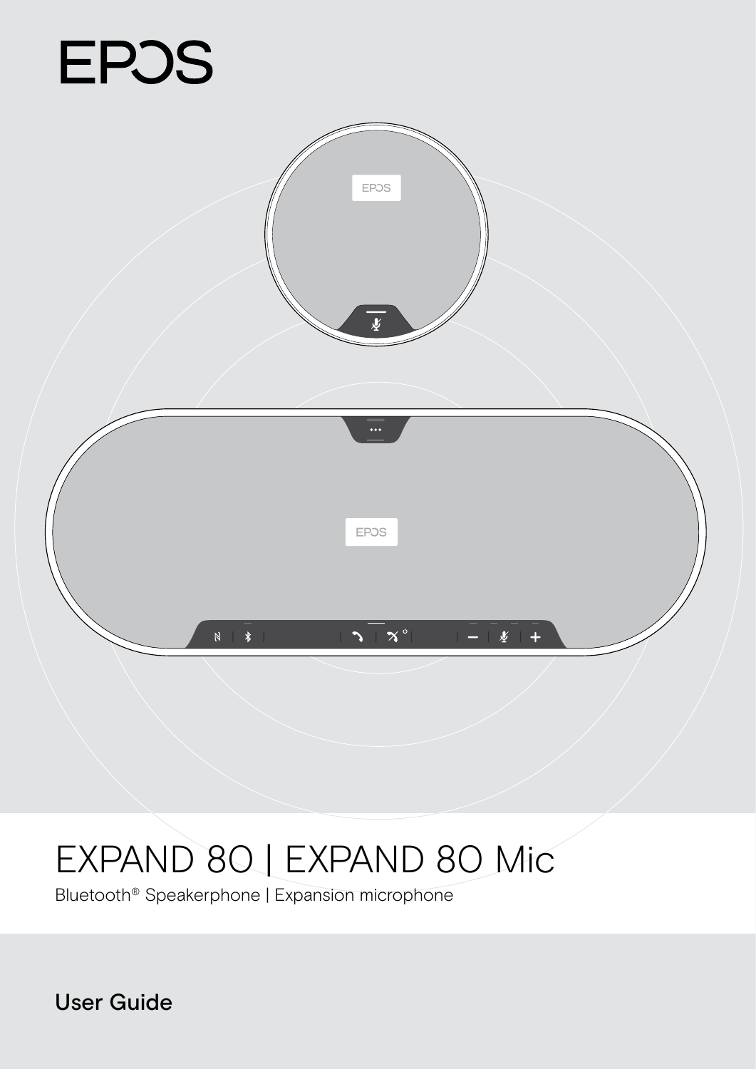# EPOS

# EXPAND 80 | EXPAND 80 Mic

Bluetooth® Speakerphone | Expansion microphone

**User Guide**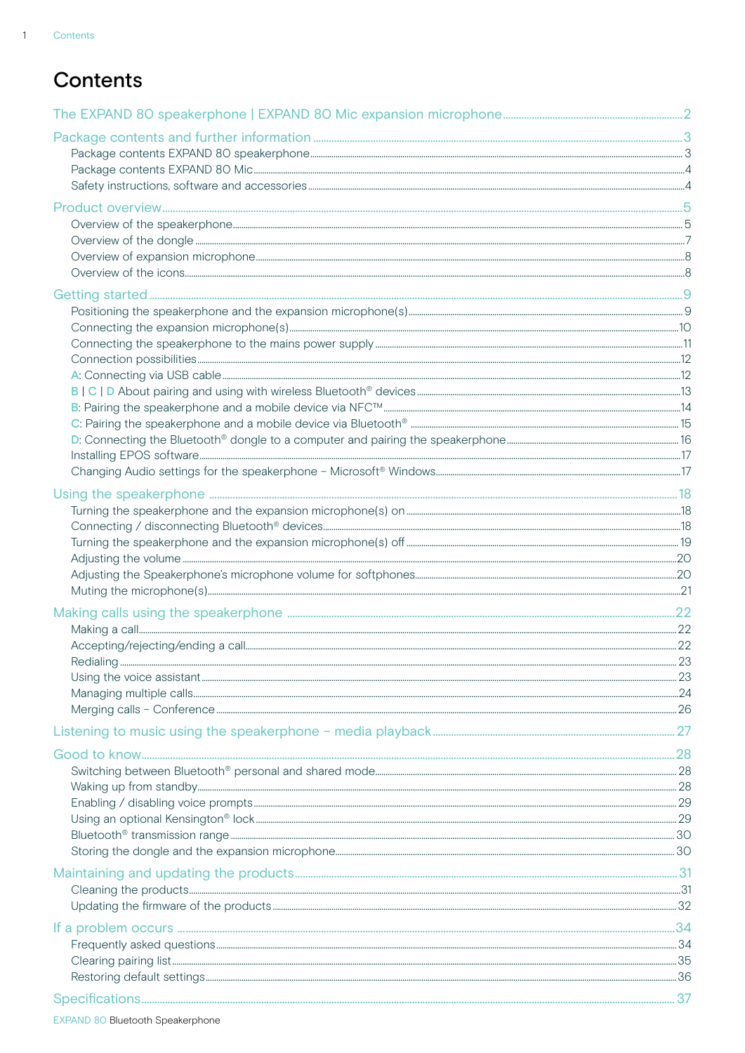# Contents

The EXPAND 80 speakerphone | EXPAND 80 Mic expansion microphone ........ 2

Package contents and further information ........ 3
- Package contents EXPAND 80 speakerphone ........ 3
- Package contents EXPAND 80 Mic ........ 4
- Safety instructions, software and accessories ........ 4

Product overview ........ 5
- Overview of the speakerphone ........ 5
- Overview of the dongle ........ 7
- Overview of expansion microphone ........ 8
- Overview of the icons ........ 8

Getting started ........ 9
- Positioning the speakerphone and the expansion microphone(s) ........ 9
- Connecting the expansion microphone(s) ........ 10
- Connecting the speakerphone to the mains power supply ........ 11
- Connection possibilities ........ 12
- A: Connecting via USB cable ........ 12
- B | C | D About pairing and using with wireless Bluetooth® devices ........ 13
- B: Pairing the speakerphone and a mobile device via NFC™ ........ 14
- C: Pairing the speakerphone and a mobile device via Bluetooth® ........ 15
- D: Connecting the Bluetooth® dongle to a computer and pairing the speakerphone ........ 16
- Installing EPOS software ........ 17
- Changing Audio settings for the speakerphone – Microsoft® Windows ........ 17

Using the speakerphone ........ 18
- Turning the speakerphone and the expansion microphone(s) on ........ 18
- Connecting / disconnecting Bluetooth® devices ........ 18
- Turning the speakerphone and the expansion microphone(s) off ........ 19
- Adjusting the volume ........ 20
- Adjusting the Speakerphone's microphone volume for softphones ........ 20
- Muting the microphone(s) ........ 21

Making calls using the speakerphone ........ 22
- Making a call ........ 22
- Accepting/rejecting/ending a call ........ 22
- Redialing ........ 23
- Using the voice assistant ........ 23
- Managing multiple calls ........ 24
- Merging calls – Conference ........ 26

Listening to music using the speakerphone – media playback ........ 27

Good to know ........ 28
- Switching between Bluetooth® personal and shared mode ........ 28
- Waking up from standby ........ 28
- Enabling / disabling voice prompts ........ 29
- Using an optional Kensington® lock ........ 29
- Bluetooth® transmission range ........ 30
- Storing the dongle and the expansion microphone ........ 30

Maintaining and updating the products ........ 31
- Cleaning the products ........ 31
- Updating the firmware of the products ........ 32

If a problem occurs ........ 34
- Frequently asked questions ........ 34
- Clearing pairing list ........ 35
- Restoring default settings ........ 36

Specifications ........ 37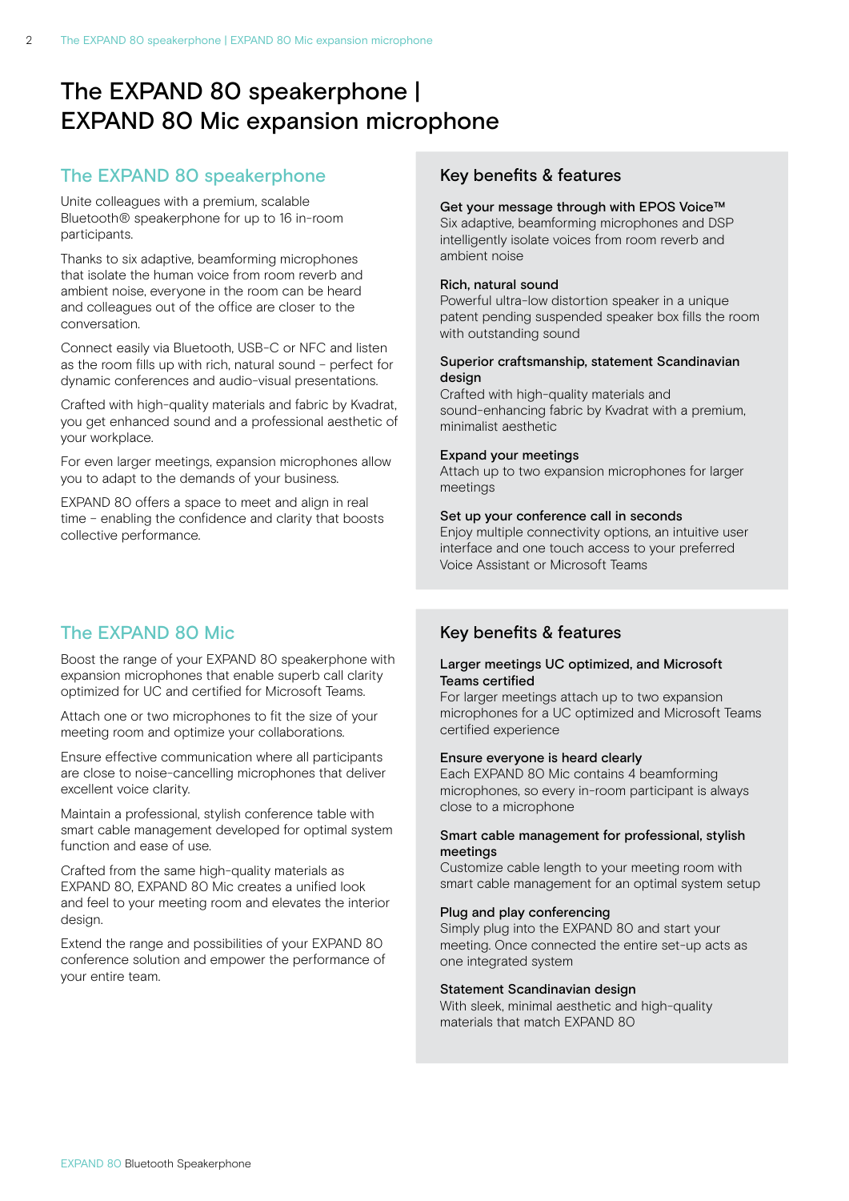# The EXPAND 80 speakerphone | EXPAND 80 Mic expansion microphone

## The EXPAND 80 speakerphone

Unite colleagues with a premium, scalable Bluetooth® speakerphone for up to 16 in-room participants.

Thanks to six adaptive, beamforming microphones that isolate the human voice from room reverb and ambient noise, everyone in the room can be heard and colleagues out of the office are closer to the conversation.

Connect easily via Bluetooth, USB-C or NFC and listen as the room fills up with rich, natural sound – perfect for dynamic conferences and audio-visual presentations.

Crafted with high-quality materials and fabric by Kvadrat, you get enhanced sound and a professional aesthetic of your workplace.

For even larger meetings, expansion microphones allow you to adapt to the demands of your business.

EXPAND 80 offers a space to meet and align in real time – enabling the confidence and clarity that boosts collective performance.

### Key benefits & features

**Get your message through with EPOS Voice™**
Six adaptive, beamforming microphones and DSP intelligently isolate voices from room reverb and ambient noise

**Rich, natural sound**
Powerful ultra-low distortion speaker in a unique patent pending suspended speaker box fills the room with outstanding sound

**Superior craftsmanship, statement Scandinavian design**
Crafted with high-quality materials and sound-enhancing fabric by Kvadrat with a premium, minimalist aesthetic

**Expand your meetings**
Attach up to two expansion microphones for larger meetings

**Set up your conference call in seconds**
Enjoy multiple connectivity options, an intuitive user interface and one touch access to your preferred Voice Assistant or Microsoft Teams

## The EXPAND 80 Mic

Boost the range of your EXPAND 80 speakerphone with expansion microphones that enable superb call clarity optimized for UC and certified for Microsoft Teams.

Attach one or two microphones to fit the size of your meeting room and optimize your collaborations.

Ensure effective communication where all participants are close to noise-cancelling microphones that deliver excellent voice clarity.

Maintain a professional, stylish conference table with smart cable management developed for optimal system function and ease of use.

Crafted from the same high-quality materials as EXPAND 80, EXPAND 80 Mic creates a unified look and feel to your meeting room and elevates the interior design.

Extend the range and possibilities of your EXPAND 80 conference solution and empower the performance of your entire team.

### Key benefits & features

**Larger meetings UC optimized, and Microsoft Teams certified**
For larger meetings attach up to two expansion microphones for a UC optimized and Microsoft Teams certified experience

**Ensure everyone is heard clearly**
Each EXPAND 80 Mic contains 4 beamforming microphones, so every in-room participant is always close to a microphone

**Smart cable management for professional, stylish meetings**
Customize cable length to your meeting room with smart cable management for an optimal system setup

**Plug and play conferencing**
Simply plug into the EXPAND 80 and start your meeting. Once connected the entire set-up acts as one integrated system

**Statement Scandinavian design**
With sleek, minimal aesthetic and high-quality materials that match EXPAND 80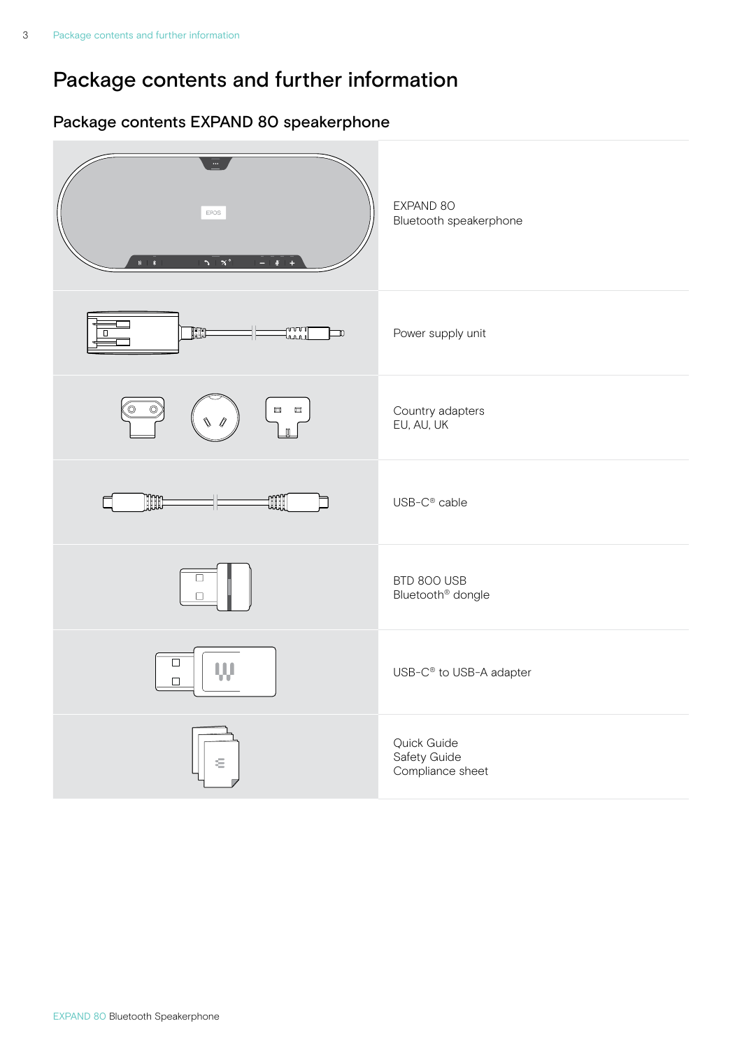# Package contents and further information

## Package contents EXPAND 80 speakerphone

EXPAND 80
Bluetooth speakerphone

Power supply unit

Country adapters
EU, AU, UK

USB-C® cable

BTD 800 USB
Bluetooth® dongle

USB-C® to USB-A adapter

Quick Guide
Safety Guide
Compliance sheet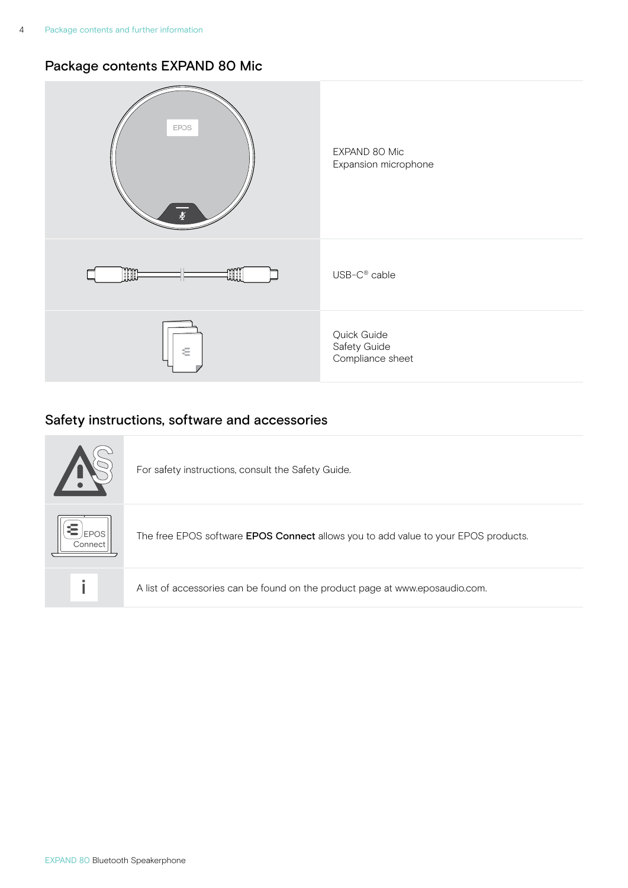## Package contents EXPAND 80 Mic

| | |
|---|---|
| | EXPAND 80 Mic<br>Expansion microphone |
| | USB-C® cable |
| | Quick Guide<br>Safety Guide<br>Compliance sheet |

## Safety instructions, software and accessories

| | |
|---|---|
| | For safety instructions, consult the Safety Guide. |
| EPOS Connect | The free EPOS software **EPOS Connect** allows you to add value to your EPOS products. |
| i | A list of accessories can be found on the product page at www.eposaudio.com. |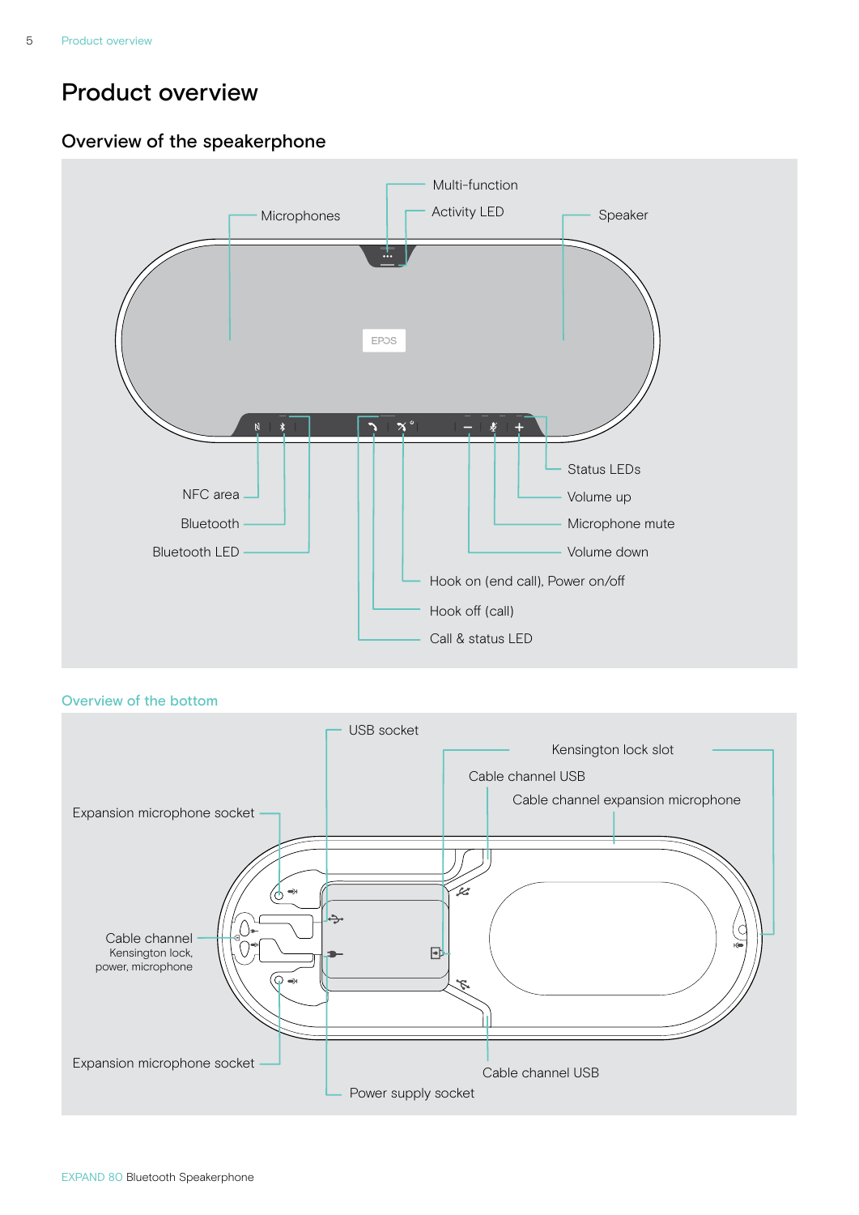# Product overview

## Overview of the speakerphone

Multi-function

Activity LED

Microphones

Speaker

Status LEDs

Volume up

Microphone mute

Volume down

NFC area

Bluetooth

Bluetooth LED

Hook on (end call), Power on/off

Hook off (call)

Call & status LED

### Overview of the bottom

USB socket

Kensington lock slot

Cable channel USB

Cable channel expansion microphone

Expansion microphone socket

Cable channel
Kensington lock,
power, microphone

Expansion microphone socket

Cable channel USB

Power supply socket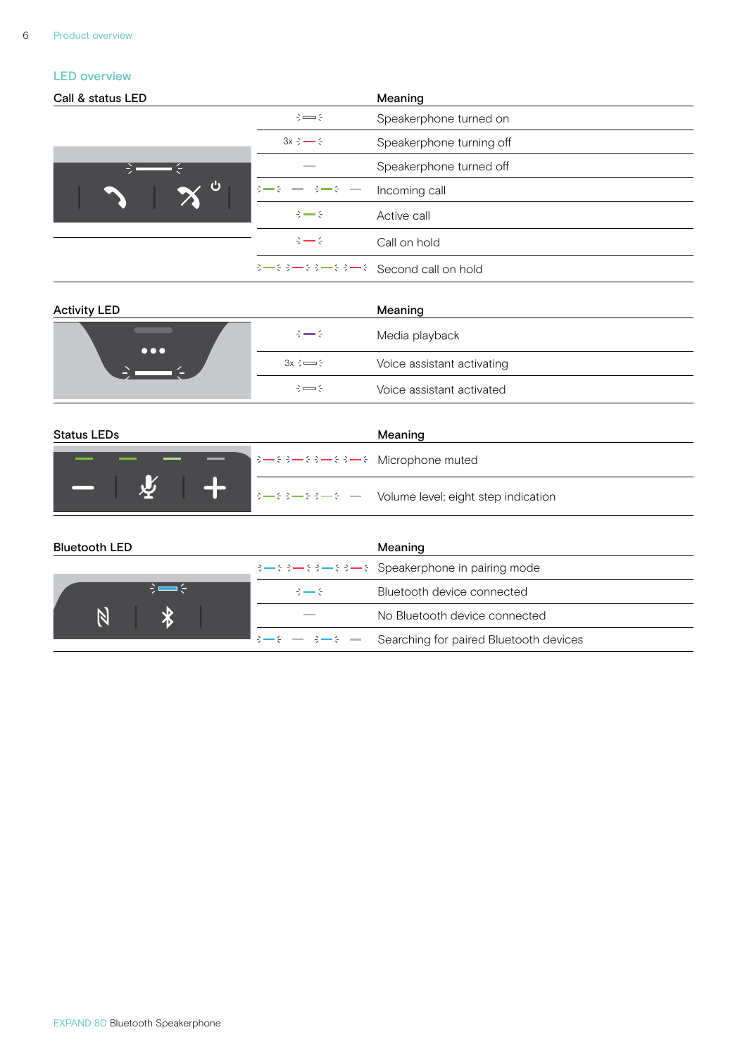## LED overview

| Call & status LED | | Meaning |
|---|---|---|
| | | Speakerphone turned on |
| | 3x | Speakerphone turning off |
| | | Speakerphone turned off |
| | | Incoming call |
| | | Active call |
| | | Call on hold |
| | | Second call on hold |

| Activity LED | | Meaning |
|---|---|---|
| | | Media playback |
| | 3x | Voice assistant activating |
| | | Voice assistant activated |

| Status LEDs | Meaning |
|---|---|
| | Microphone muted |
| | Volume level; eight step indication |

| Bluetooth LED | Meaning |
|---|---|
| | Speakerphone in pairing mode |
| | Bluetooth device connected |
| | No Bluetooth device connected |
| | Searching for paired Bluetooth devices |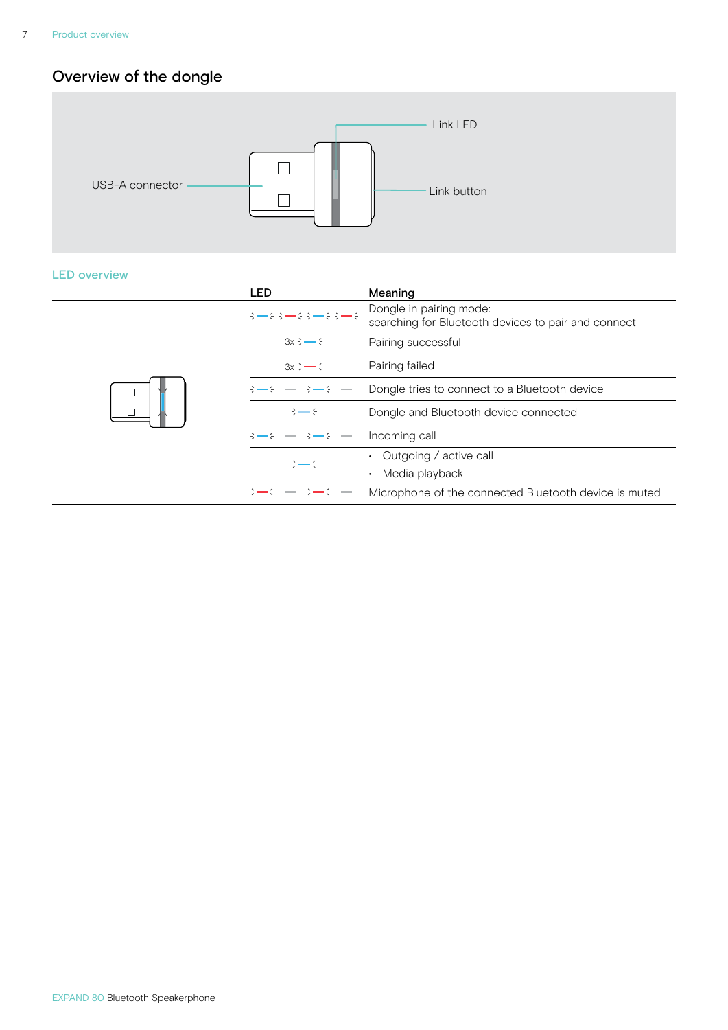## Overview of the dongle

USB-A connector

Link LED

Link button

### LED overview

| LED | Meaning |
|---|---|
| blue / red flashing alternately | Dongle in pairing mode: searching for Bluetooth devices to pair and connect |
| 3x blue flashing | Pairing successful |
| 3x red flashing | Pairing failed |
| blue flashing | Dongle tries to connect to a Bluetooth device |
| light blue | Dongle and Bluetooth device connected |
| blue flashing | Incoming call |
| blue | • Outgoing / active call<br>• Media playback |
| red flashing | Microphone of the connected Bluetooth device is muted |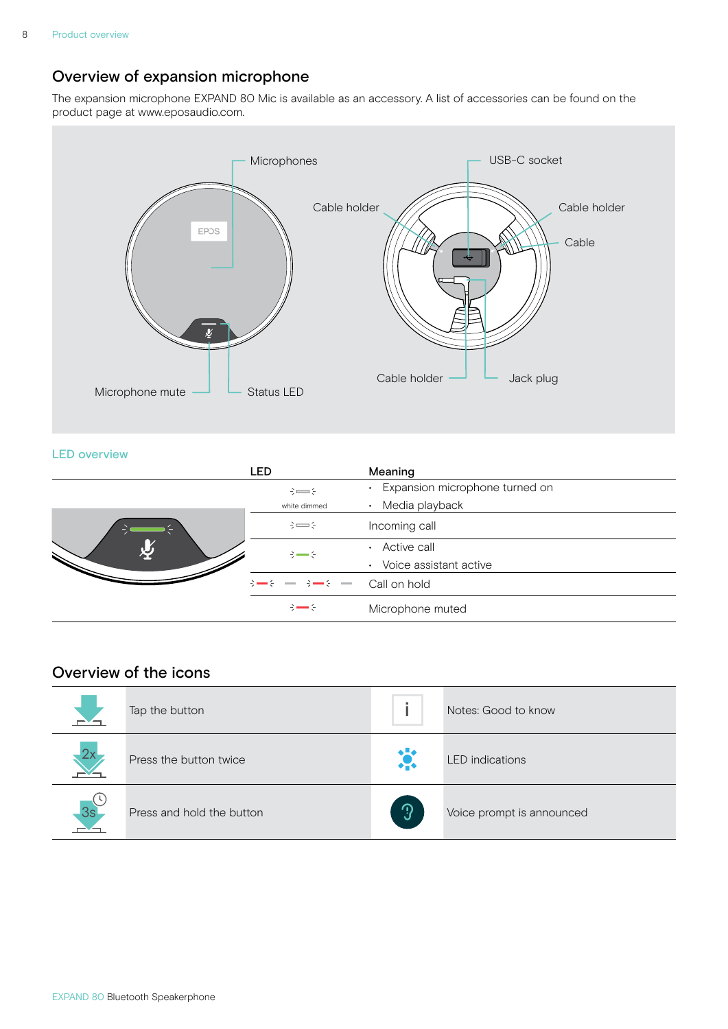## Overview of expansion microphone

The expansion microphone EXPAND 80 Mic is available as an accessory. A list of accessories can be found on the product page at www.eposaudio.com.

Microphones

Microphone mute

Status LED

USB-C socket

Cable holder

Cable holder

Cable

Cable holder

Jack plug

### LED overview

| LED | Meaning |
| --- | --- |
| white dimmed | • Expansion microphone turned on<br>• Media playback |
| white | Incoming call |
| green | • Active call<br>• Voice assistant active |
| red flashing | Call on hold |
| red | Microphone muted |

## Overview of the icons

| Icon | Meaning | Icon | Meaning |
| --- | --- | --- | --- |
| | Tap the button | i | Notes: Good to know |
| 2x | Press the button twice | | LED indications |
| 3s | Press and hold the button | | Voice prompt is announced |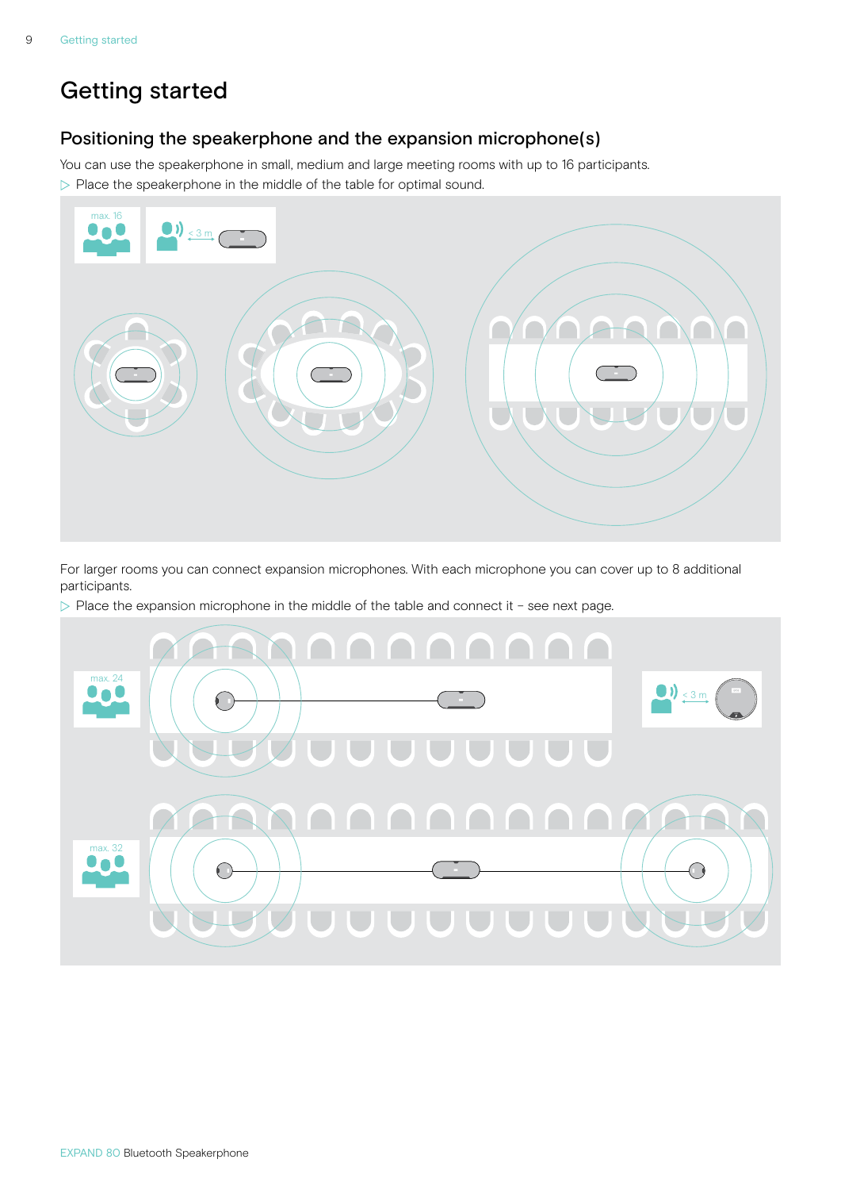# Getting started

## Positioning the speakerphone and the expansion microphone(s)

You can use the speakerphone in small, medium and large meeting rooms with up to 16 participants.

▷ Place the speakerphone in the middle of the table for optimal sound.

max. 16

< 3 m

For larger rooms you can connect expansion microphones. With each microphone you can cover up to 8 additional participants.

▷ Place the expansion microphone in the middle of the table and connect it – see next page.

max. 24

< 3 m

max. 32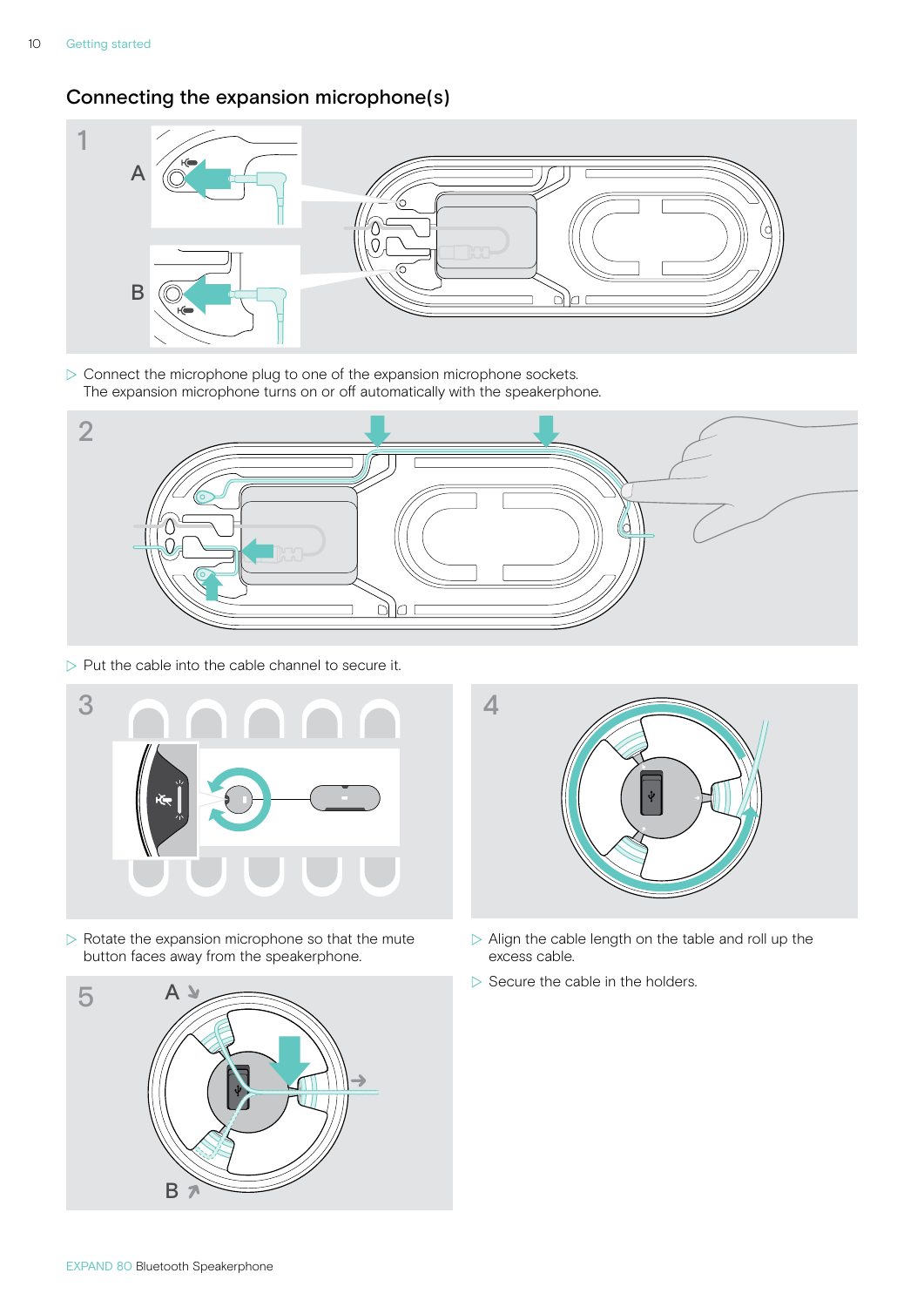## Connecting the expansion microphone(s)

1

▷ Connect the microphone plug to one of the expansion microphone sockets. The expansion microphone turns on or off automatically with the speakerphone.

2

▷ Put the cable into the cable channel to secure it.

3

▷ Rotate the expansion microphone so that the mute button faces away from the speakerphone.

4

▷ Align the cable length on the table and roll up the excess cable.

▷ Secure the cable in the holders.

5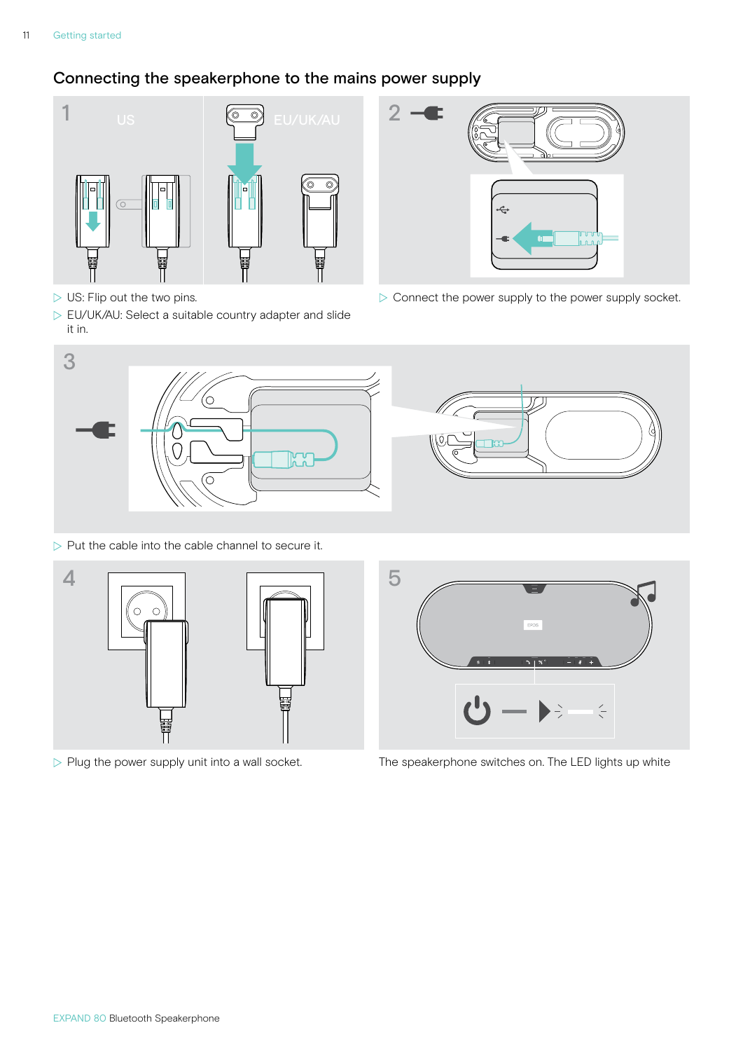## Connecting the speakerphone to the mains power supply

1 US EU/UK/AU

- ▷ US: Flip out the two pins.
- ▷ EU/UK/AU: Select a suitable country adapter and slide it in.

2

- ▷ Connect the power supply to the power supply socket.

3

- ▷ Put the cable into the cable channel to secure it.

4

- ▷ Plug the power supply unit into a wall socket.

5

The speakerphone switches on. The LED lights up white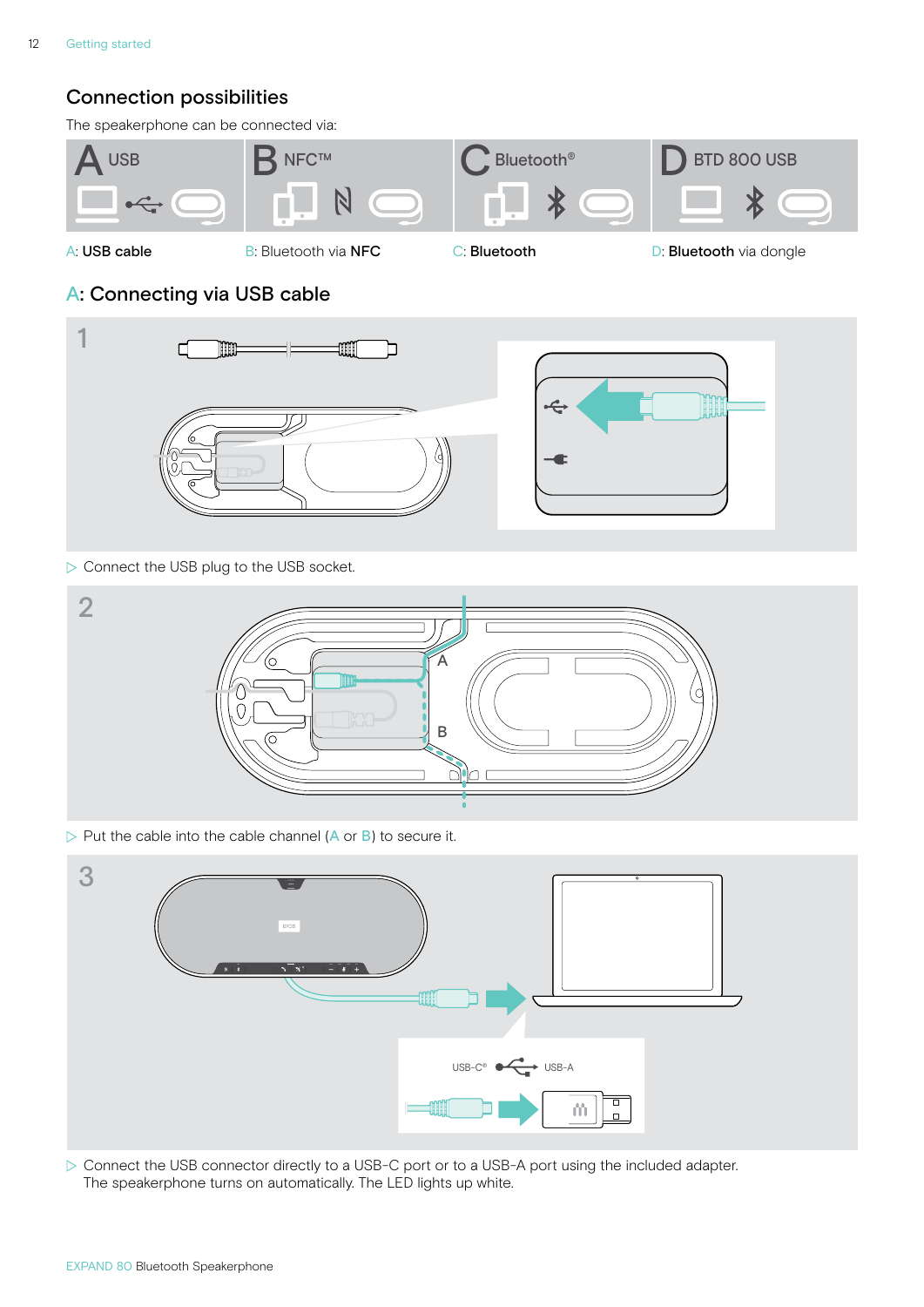## Connection possibilities

The speakerphone can be connected via:

| A USB | B NFC™ | C Bluetooth® | D BTD 800 USB |
| --- | --- | --- | --- |
| A: **USB cable** | B: Bluetooth via **NFC** | C: **Bluetooth** | D: **Bluetooth** via dongle |

## A: Connecting via USB cable

1

▷ Connect the USB plug to the USB socket.

2

▷ Put the cable into the cable channel (A or B) to secure it.

3

USB-C® USB-A

▷ Connect the USB connector directly to a USB-C port or to a USB-A port using the included adapter.
The speakerphone turns on automatically. The LED lights up white.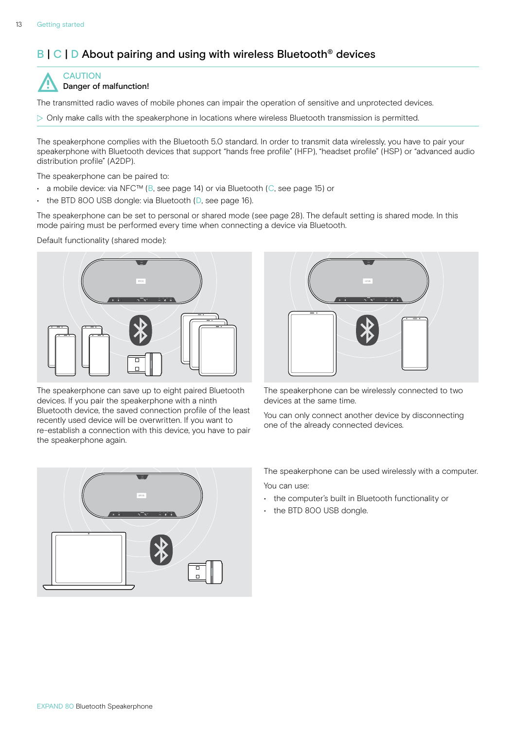## B | C | D About pairing and using with wireless Bluetooth® devices

**CAUTION**

**Danger of malfunction!**

The transmitted radio waves of mobile phones can impair the operation of sensitive and unprotected devices.

▷ Only make calls with the speakerphone in locations where wireless Bluetooth transmission is permitted.

The speakerphone complies with the Bluetooth 5.0 standard. In order to transmit data wirelessly, you have to pair your speakerphone with Bluetooth devices that support "hands free profile" (HFP), "headset profile" (HSP) or "advanced audio distribution profile" (A2DP).

The speakerphone can be paired to:

- a mobile device: via NFC™ (B, see page 14) or via Bluetooth (C, see page 15) or
- the BTD 800 USB dongle: via Bluetooth (D, see page 16).

The speakerphone can be set to personal or shared mode (see page 28). The default setting is shared mode. In this mode pairing must be performed every time when connecting a device via Bluetooth.

Default functionality (shared mode):

The speakerphone can save up to eight paired Bluetooth devices. If you pair the speakerphone with a ninth Bluetooth device, the saved connection profile of the least recently used device will be overwritten. If you want to re-establish a connection with this device, you have to pair the speakerphone again.

The speakerphone can be wirelessly connected to two devices at the same time.

You can only connect another device by disconnecting one of the already connected devices.

The speakerphone can be used wirelessly with a computer.

You can use:

- the computer's built in Bluetooth functionality or
- the BTD 800 USB dongle.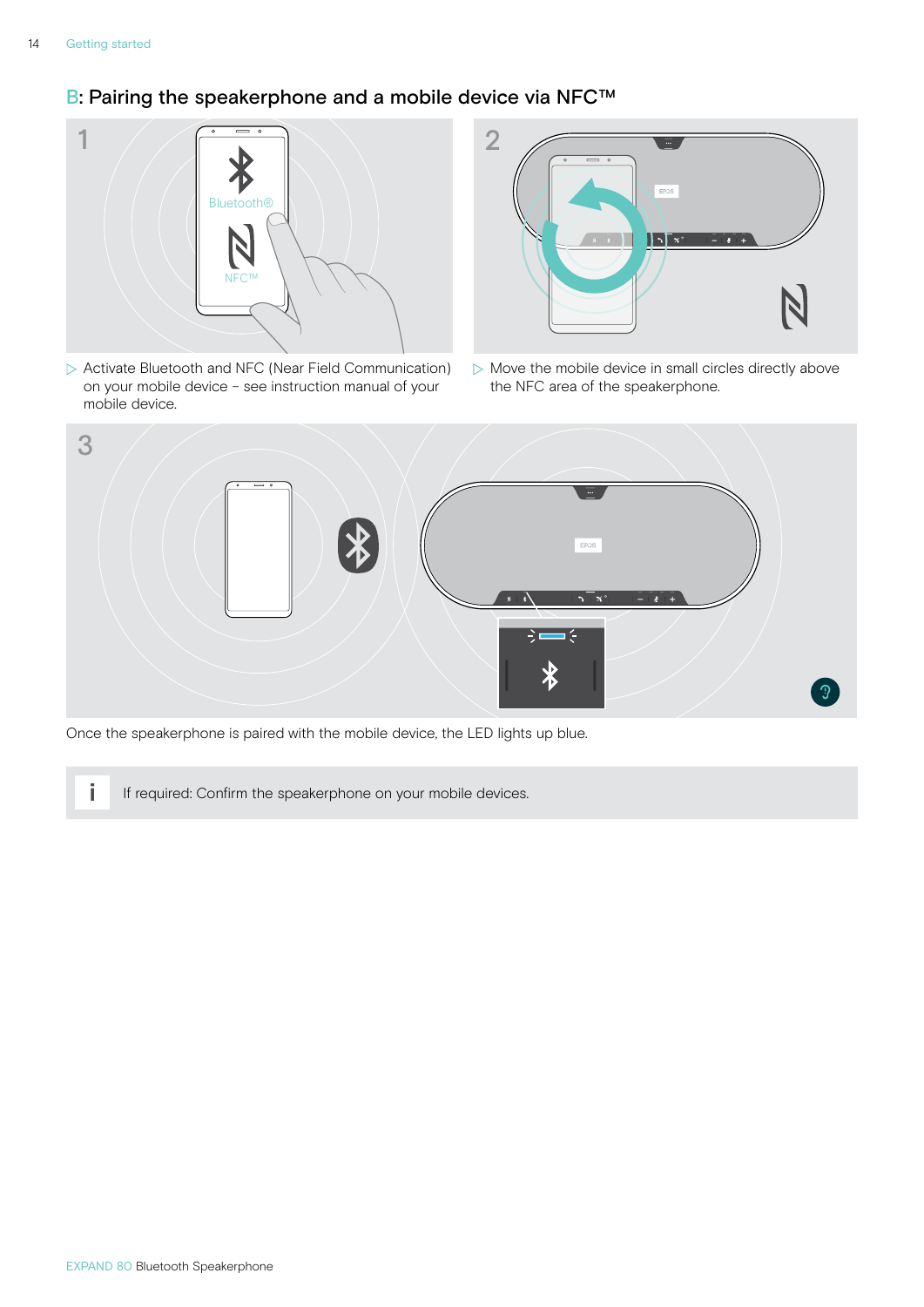## B: Pairing the speakerphone and a mobile device via NFC™

1

▷ Activate Bluetooth and NFC (Near Field Communication) on your mobile device – see instruction manual of your mobile device.

2

▷ Move the mobile device in small circles directly above the NFC area of the speakerphone.

3

Once the speakerphone is paired with the mobile device, the LED lights up blue.

> **i** If required: Confirm the speakerphone on your mobile devices.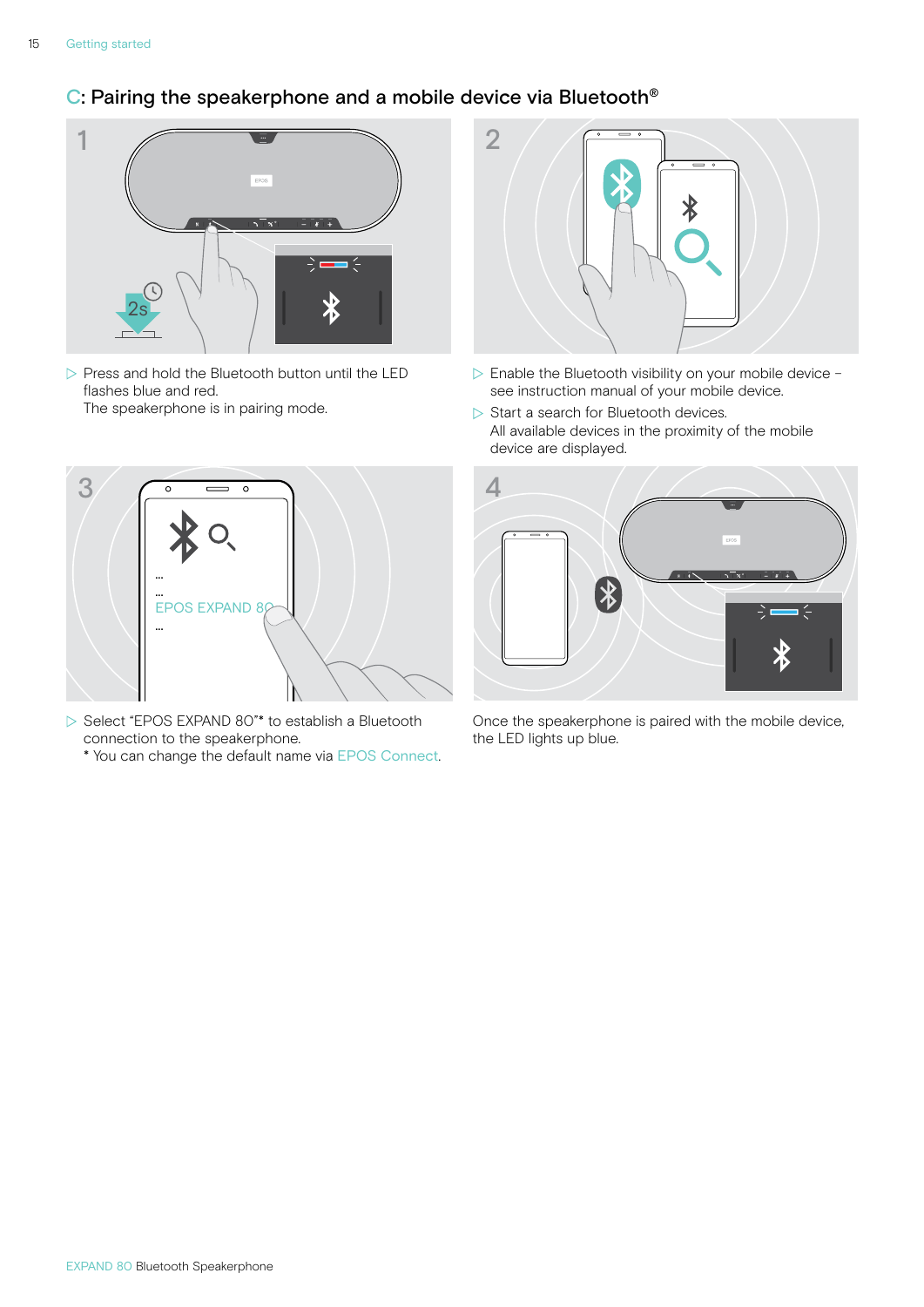## C: Pairing the speakerphone and a mobile device via Bluetooth®

1

- Press and hold the Bluetooth button until the LED flashes blue and red.
  The speakerphone is in pairing mode.

2

- Enable the Bluetooth visibility on your mobile device – see instruction manual of your mobile device.
- Start a search for Bluetooth devices.
  All available devices in the proximity of the mobile device are displayed.

3

- Select "EPOS EXPAND 80"* to establish a Bluetooth connection to the speakerphone.
  * You can change the default name via EPOS Connect.

4

Once the speakerphone is paired with the mobile device, the LED lights up blue.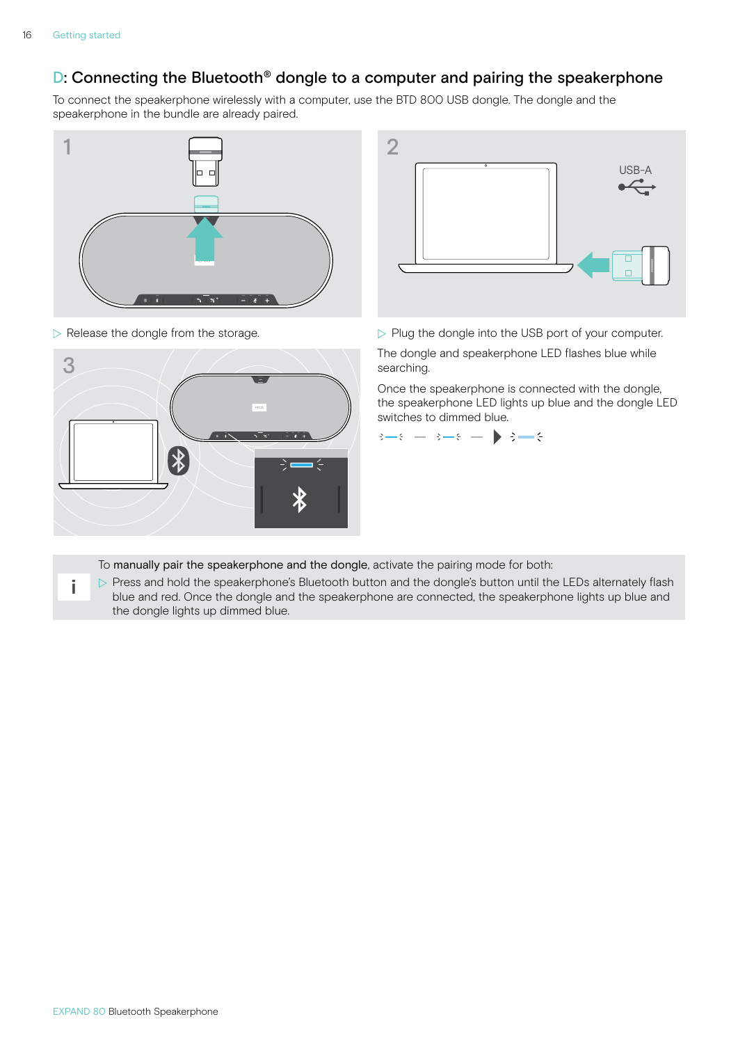## D: Connecting the Bluetooth® dongle to a computer and pairing the speakerphone

To connect the speakerphone wirelessly with a computer, use the BTD 800 USB dongle. The dongle and the speakerphone in the bundle are already paired.

1

▷ Release the dongle from the storage.

2

USB-A

▷ Plug the dongle into the USB port of your computer.

The dongle and speakerphone LED flashes blue while searching.

Once the speakerphone is connected with the dongle, the speakerphone LED lights up blue and the dongle LED switches to dimmed blue.

3

To **manually pair the speakerphone and the dongle**, activate the pairing mode for both:

▷ Press and hold the speakerphone's Bluetooth button and the dongle's button until the LEDs alternately flash blue and red. Once the dongle and the speakerphone are connected, the speakerphone lights up blue and the dongle lights up dimmed blue.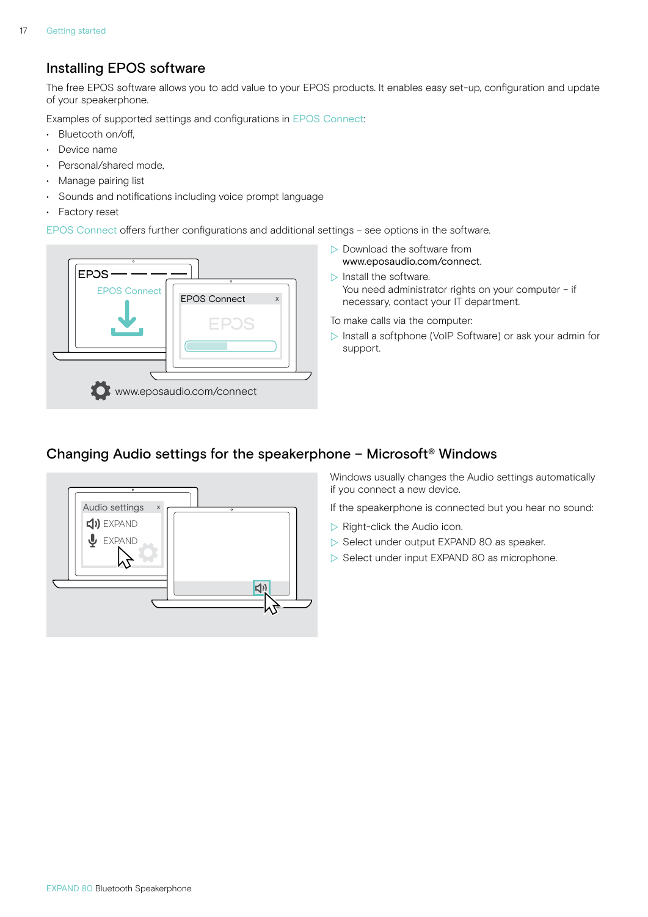## Installing EPOS software

The free EPOS software allows you to add value to your EPOS products. It enables easy set-up, configuration and update of your speakerphone.

Examples of supported settings and configurations in EPOS Connect:

- Bluetooth on/off,
- Device name
- Personal/shared mode,
- Manage pairing list
- Sounds and notifications including voice prompt language
- Factory reset

EPOS Connect offers further configurations and additional settings – see options in the software.

▷ Download the software from www.eposaudio.com/connect.

▷ Install the software.
You need administrator rights on your computer – if necessary, contact your IT department.

To make calls via the computer:

▷ Install a softphone (VoIP Software) or ask your admin for support.

## Changing Audio settings for the speakerphone – Microsoft® Windows

Windows usually changes the Audio settings automatically if you connect a new device.

If the speakerphone is connected but you hear no sound:

▷ Right-click the Audio icon.

▷ Select under output EXPAND 80 as speaker.

▷ Select under input EXPAND 80 as microphone.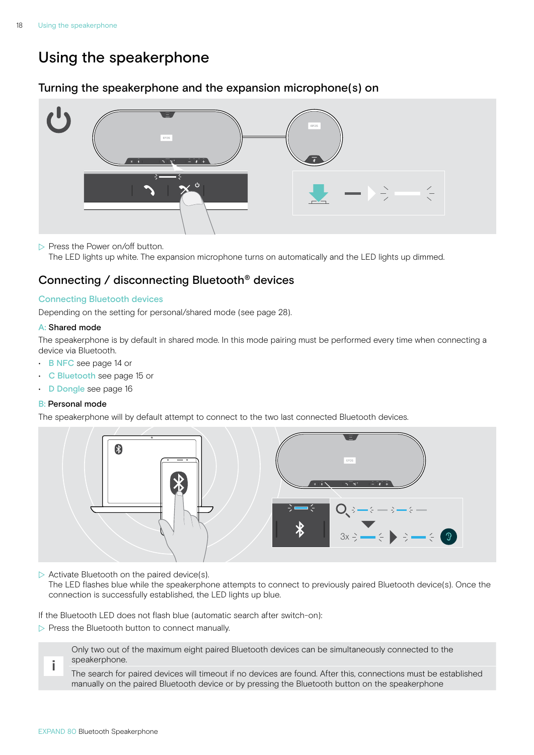# Using the speakerphone

## Turning the speakerphone and the expansion microphone(s) on

▷ Press the Power on/off button.
The LED lights up white. The expansion microphone turns on automatically and the LED lights up dimmed.

## Connecting / disconnecting Bluetooth® devices

### Connecting Bluetooth devices

Depending on the setting for personal/shared mode (see page 28).

**A: Shared mode**

The speakerphone is by default in shared mode. In this mode pairing must be performed every time when connecting a device via Bluetooth.

- B NFC see page 14 or
- C Bluetooth see page 15 or
- D Dongle see page 16

**B: Personal mode**

The speakerphone will by default attempt to connect to the two last connected Bluetooth devices.

▷ Activate Bluetooth on the paired device(s).
The LED flashes blue while the speakerphone attempts to connect to previously paired Bluetooth device(s). Once the connection is successfully established, the LED lights up blue.

If the Bluetooth LED does not flash blue (automatic search after switch-on):

▷ Press the Bluetooth button to connect manually.

> **i** Only two out of the maximum eight paired Bluetooth devices can be simultaneously connected to the speakerphone.
>
> The search for paired devices will timeout if no devices are found. After this, connections must be established manually on the paired Bluetooth device or by pressing the Bluetooth button on the speakerphone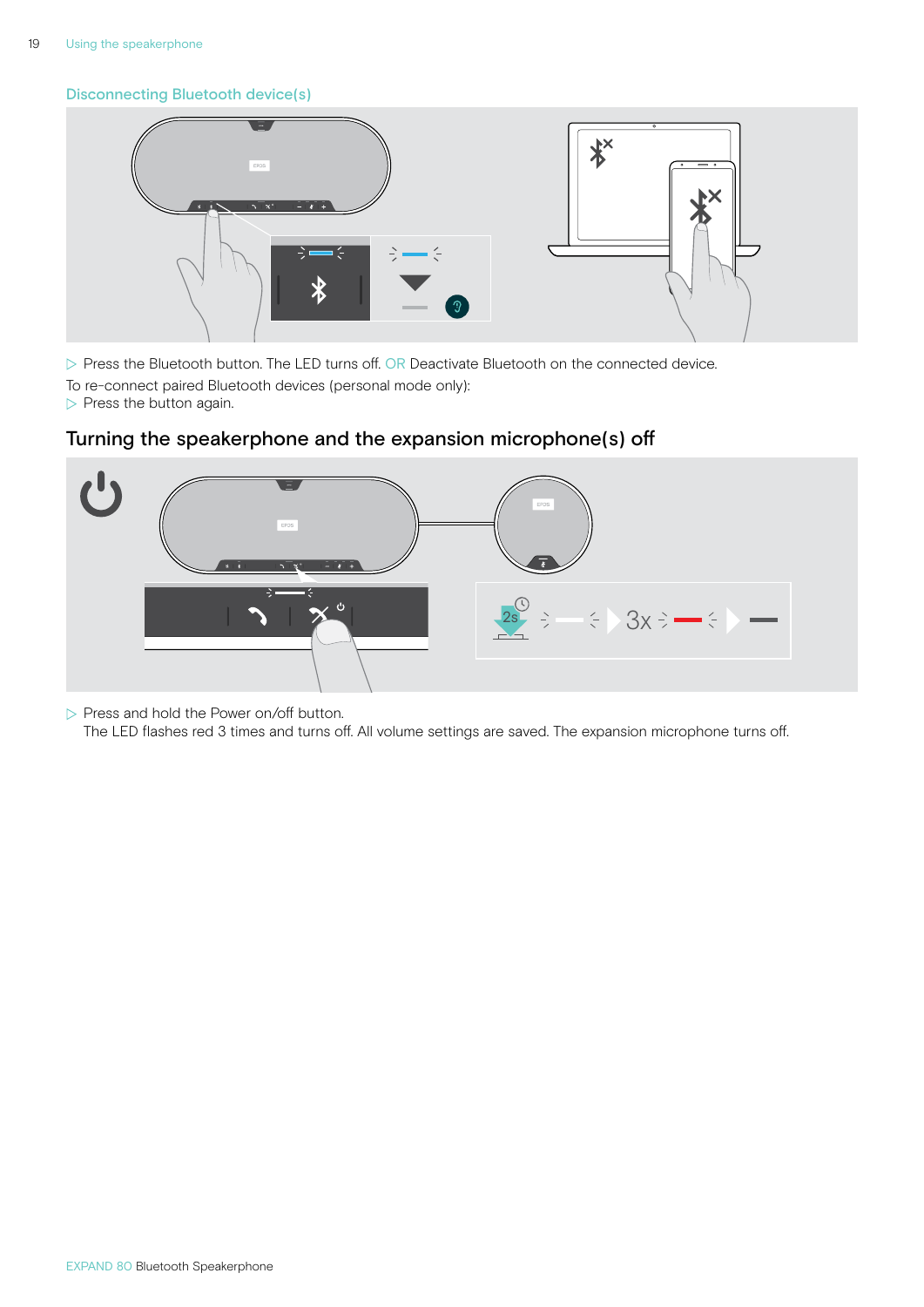### Disconnecting Bluetooth device(s)

▷ Press the Bluetooth button. The LED turns off. OR Deactivate Bluetooth on the connected device.

To re-connect paired Bluetooth devices (personal mode only):

▷ Press the button again.

## Turning the speakerphone and the expansion microphone(s) off

▷ Press and hold the Power on/off button.
The LED flashes red 3 times and turns off. All volume settings are saved. The expansion microphone turns off.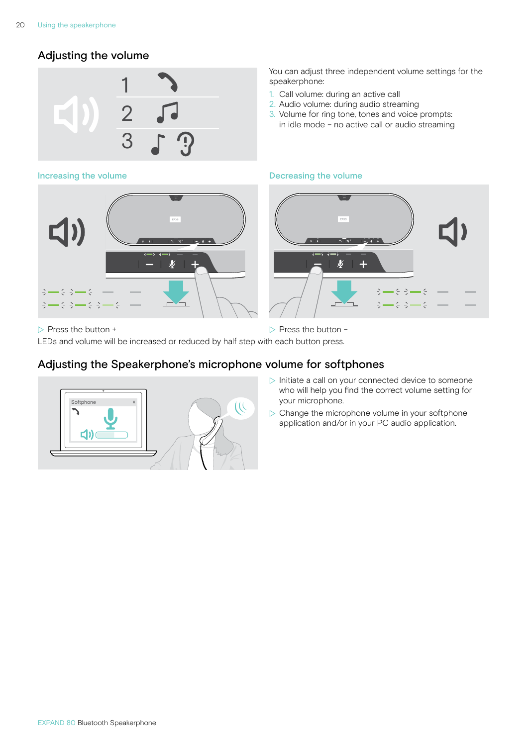## Adjusting the volume

You can adjust three independent volume settings for the speakerphone:

1. Call volume: during an active call
2. Audio volume: during audio streaming
3. Volume for ring tone, tones and voice prompts: in idle mode – no active call or audio streaming

### Increasing the volume

▷ Press the button +

### Decreasing the volume

▷ Press the button –

LEDs and volume will be increased or reduced by half step with each button press.

## Adjusting the Speakerphone's microphone volume for softphones

▷ Initiate a call on your connected device to someone who will help you find the correct volume setting for your microphone.

▷ Change the microphone volume in your softphone application and/or in your PC audio application.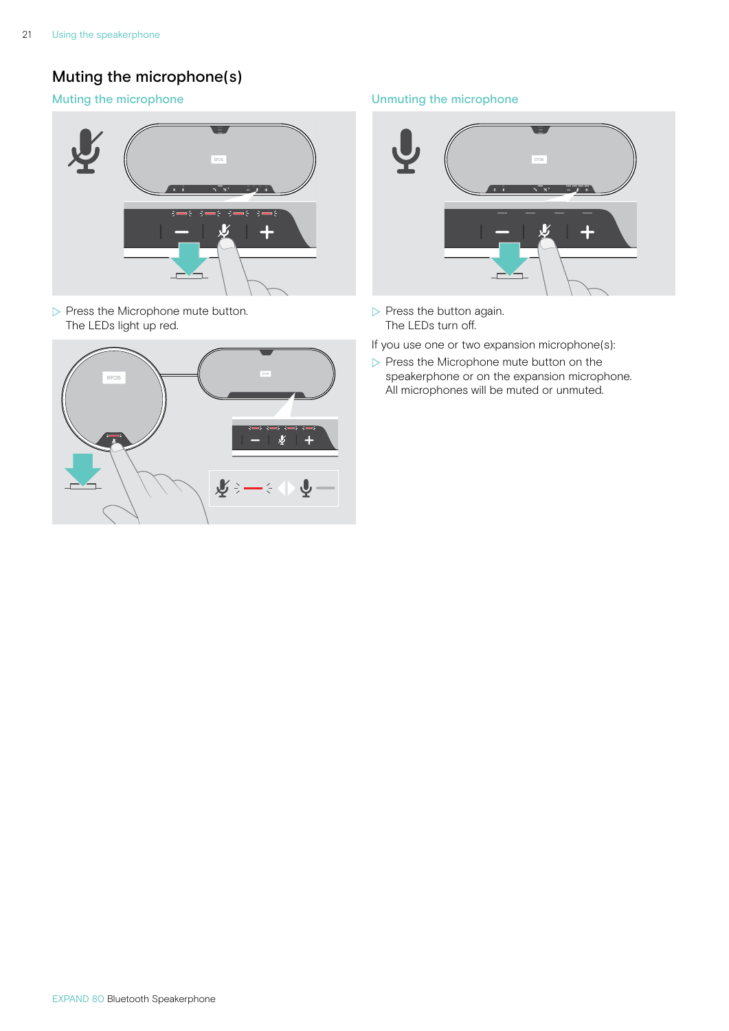## Muting the microphone(s)

### Muting the microphone

▷ Press the Microphone mute button.
The LEDs light up red.

### Unmuting the microphone

▷ Press the button again.
The LEDs turn off.

If you use one or two expansion microphone(s):

▷ Press the Microphone mute button on the speakerphone or on the expansion microphone.
All microphones will be muted or unmuted.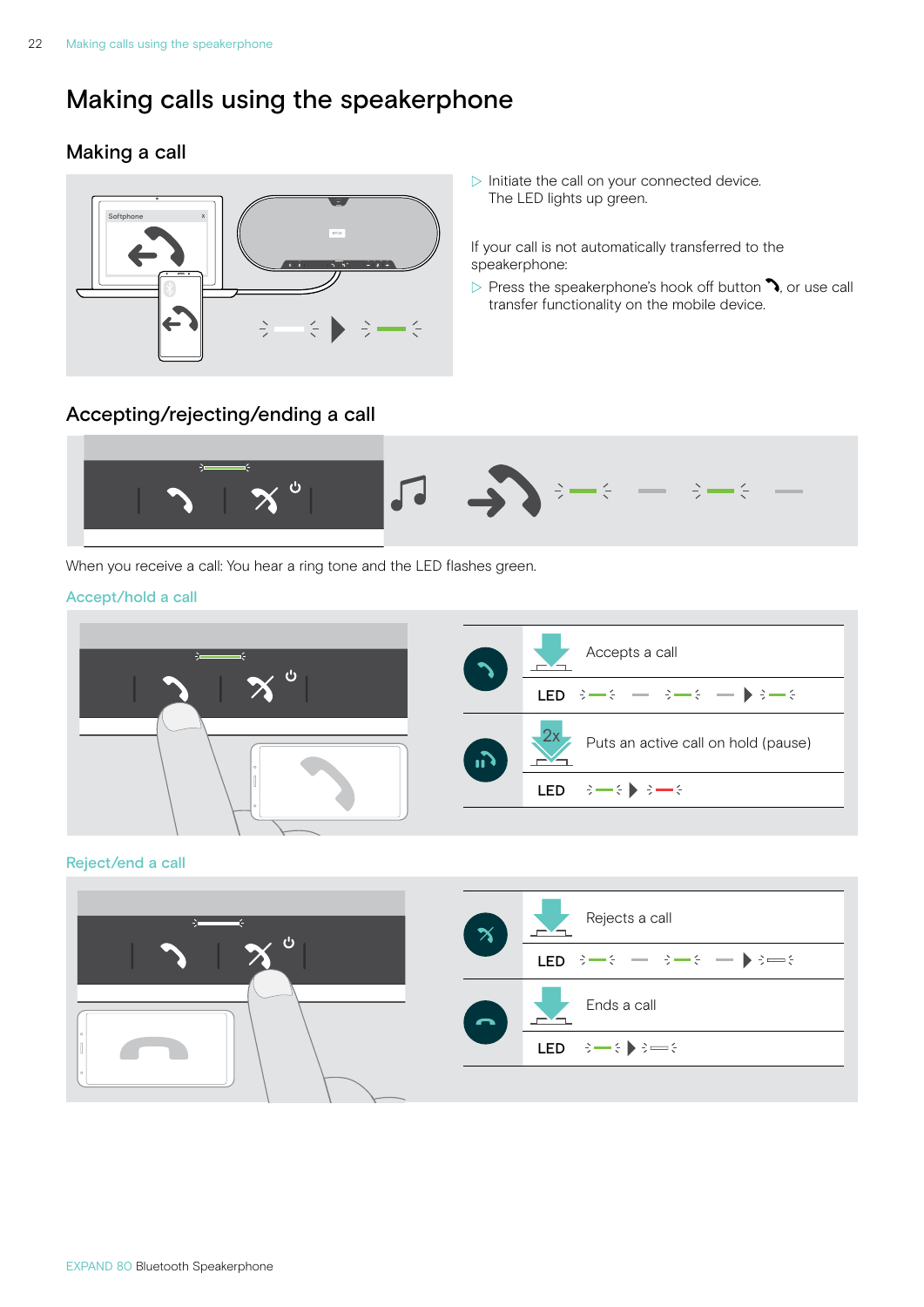# Making calls using the speakerphone

## Making a call

▷ Initiate the call on your connected device.
The LED lights up green.

If your call is not automatically transferred to the speakerphone:

▷ Press the speakerphone's hook off button, or use call transfer functionality on the mobile device.

## Accepting/rejecting/ending a call

When you receive a call: You hear a ring tone and the LED flashes green.

### Accept/hold a call

| | |
|---|---|
| Accepts a call | |
| LED | |
| 2x Puts an active call on hold (pause) | |
| LED | |

### Reject/end a call

| | |
|---|---|
| Rejects a call | |
| LED | |
| Ends a call | |
| LED | |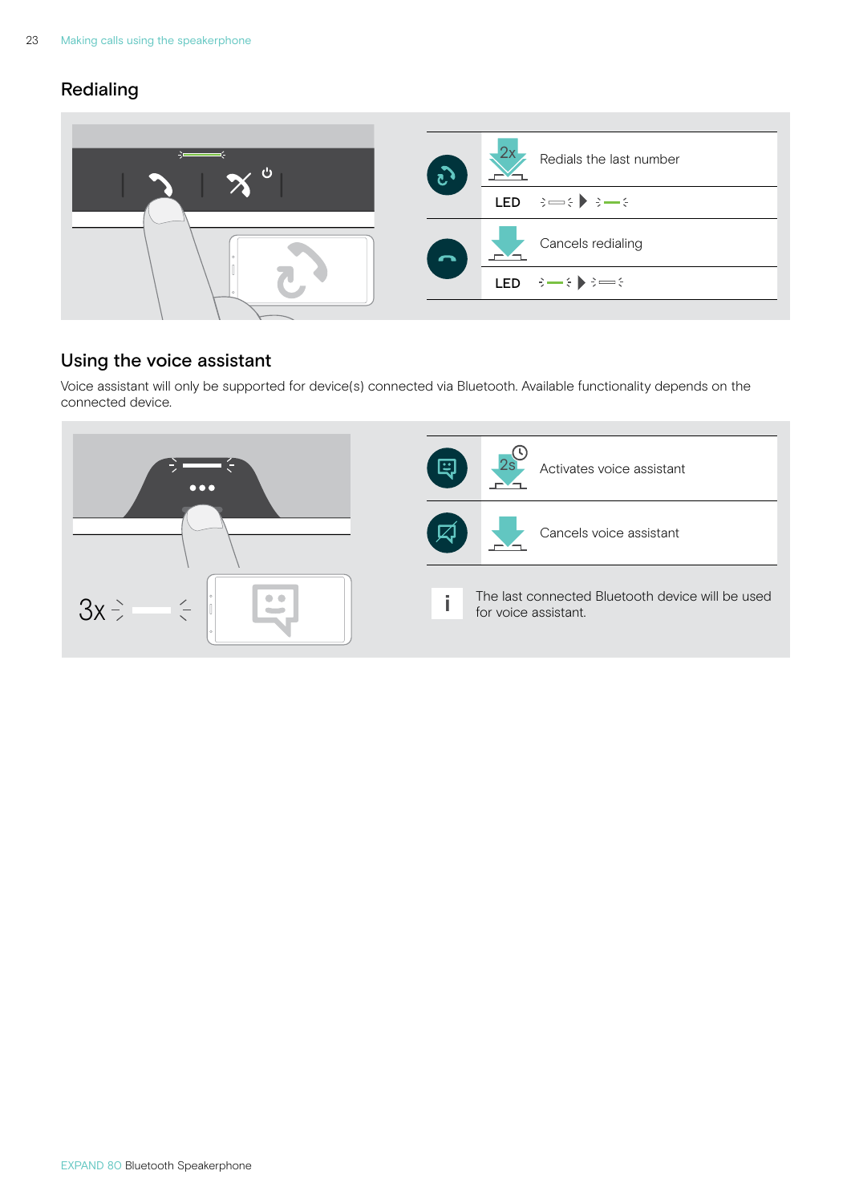## Redialing

| | | |
|---|---|---|
| | 2x | Redials the last number |
| | LED | |
| | | Cancels redialing |
| | LED | |

## Using the voice assistant

Voice assistant will only be supported for device(s) connected via Bluetooth. Available functionality depends on the connected device.

3x

| | | |
|---|---|---|
| | 2s | Activates voice assistant |
| | | Cancels voice assistant |

i The last connected Bluetooth device will be used for voice assistant.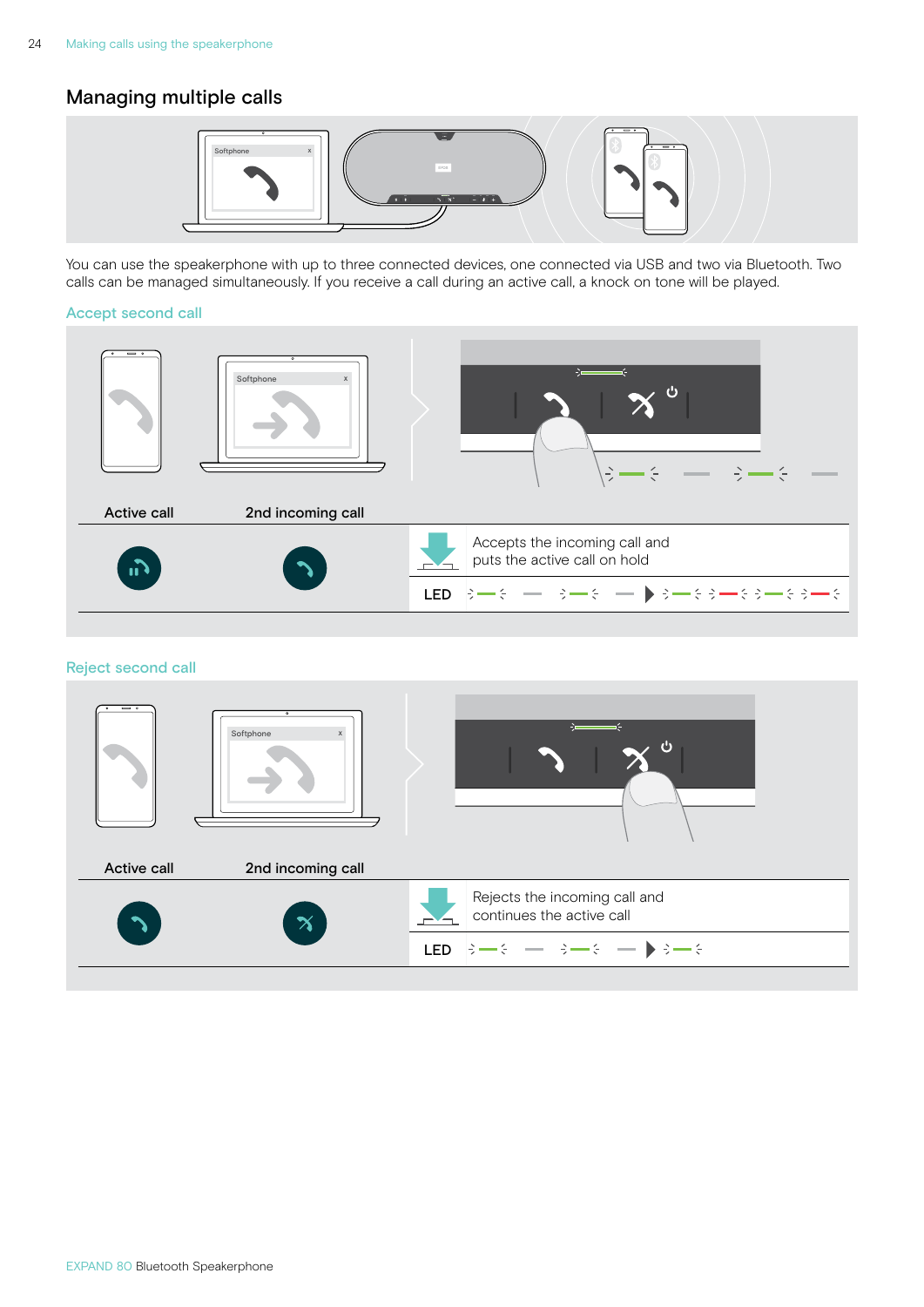## Managing multiple calls

You can use the speakerphone with up to three connected devices, one connected via USB and two via Bluetooth. Two calls can be managed simultaneously. If you receive a call during an active call, a knock on tone will be played.

### Accept second call

| Active call | 2nd incoming call | |
|---|---|---|
| | | Accepts the incoming call and puts the active call on hold |
| | | LED |

### Reject second call

| Active call | 2nd incoming call | |
|---|---|---|
| | | Rejects the incoming call and continues the active call |
| | | LED |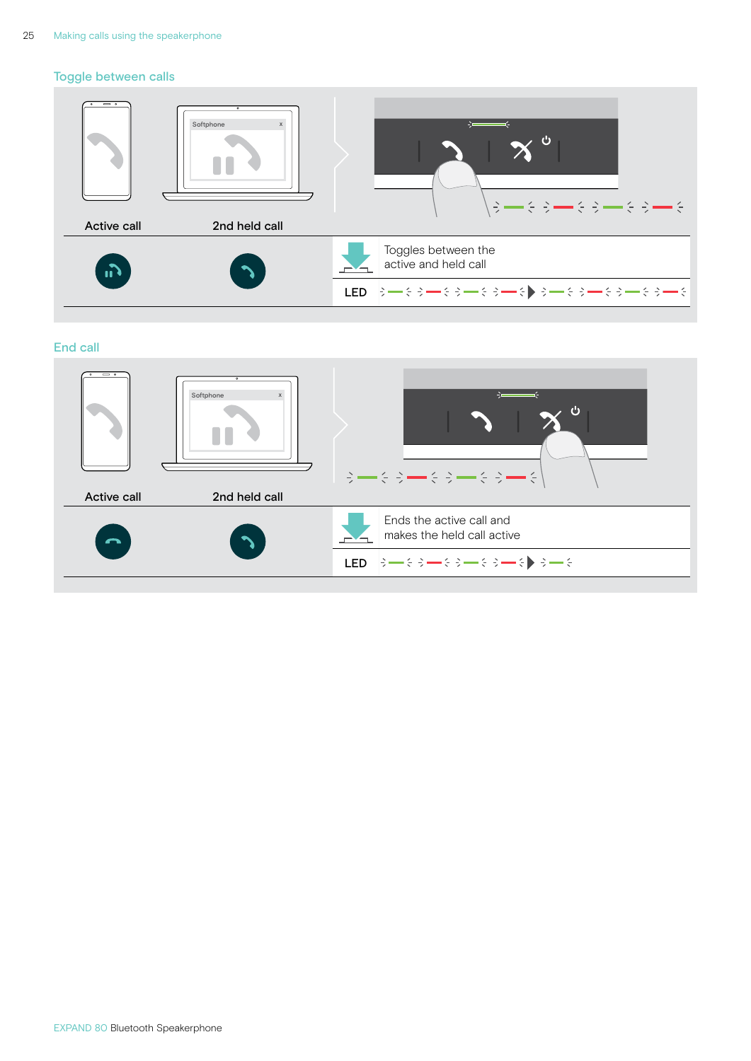## Toggle between calls

| Active call | 2nd held call | |
|---|---|---|
| | | Toggles between the active and held call |
| | | LED |

## End call

| Active call | 2nd held call | |
|---|---|---|
| | | Ends the active call and makes the held call active |
| | | LED |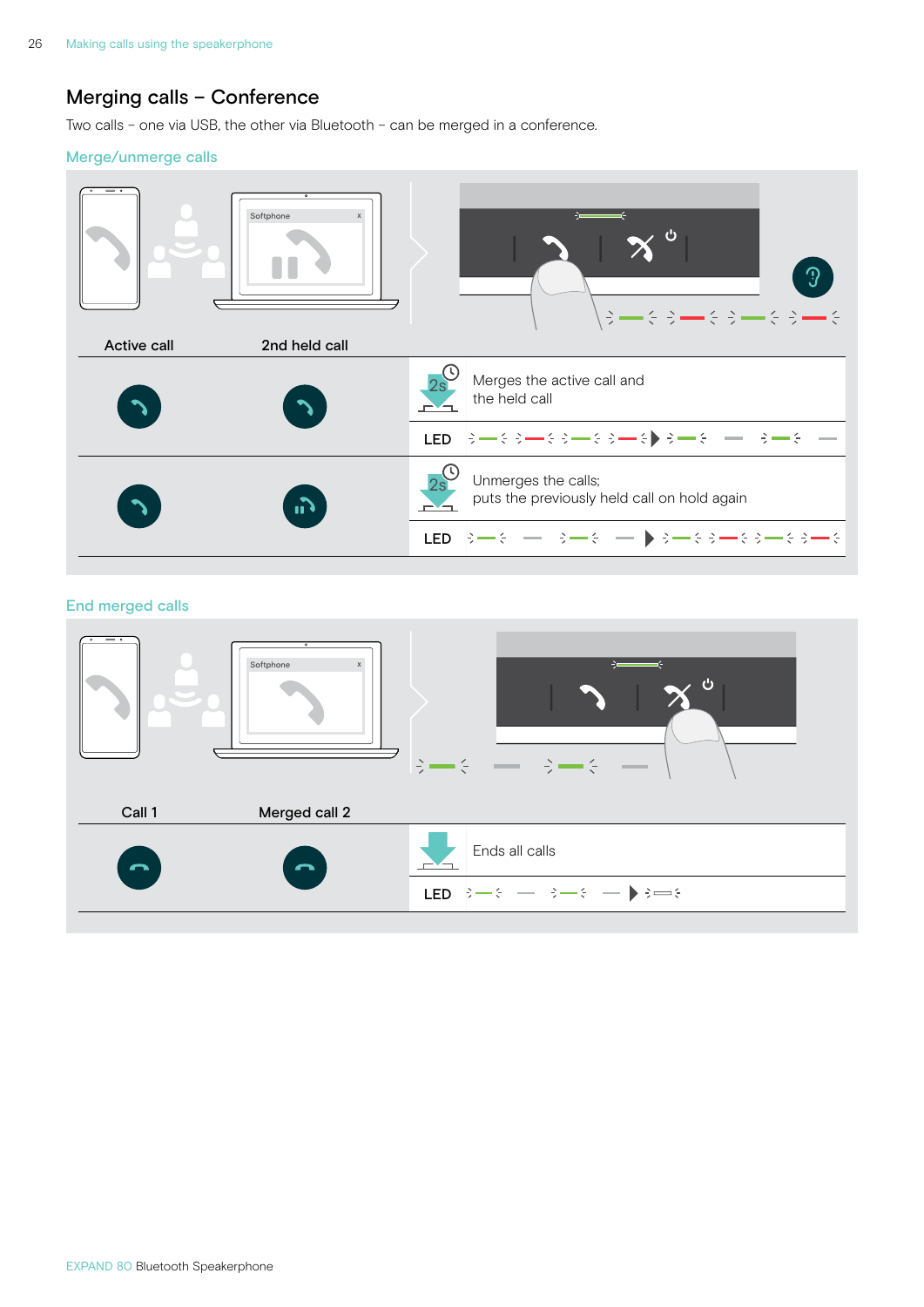## Merging calls – Conference

Two calls – one via USB, the other via Bluetooth – can be merged in a conference.

### Merge/unmerge calls

| Active call | 2nd held call | | |
|---|---|---|---|
| | | 2s | Merges the active call and the held call |
| | | LED | |
| | | 2s | Unmerges the calls; puts the previously held call on hold again |
| | | LED | |

### End merged calls

| Call 1 | Merged call 2 | | |
|---|---|---|---|
| | | | Ends all calls |
| | | LED | |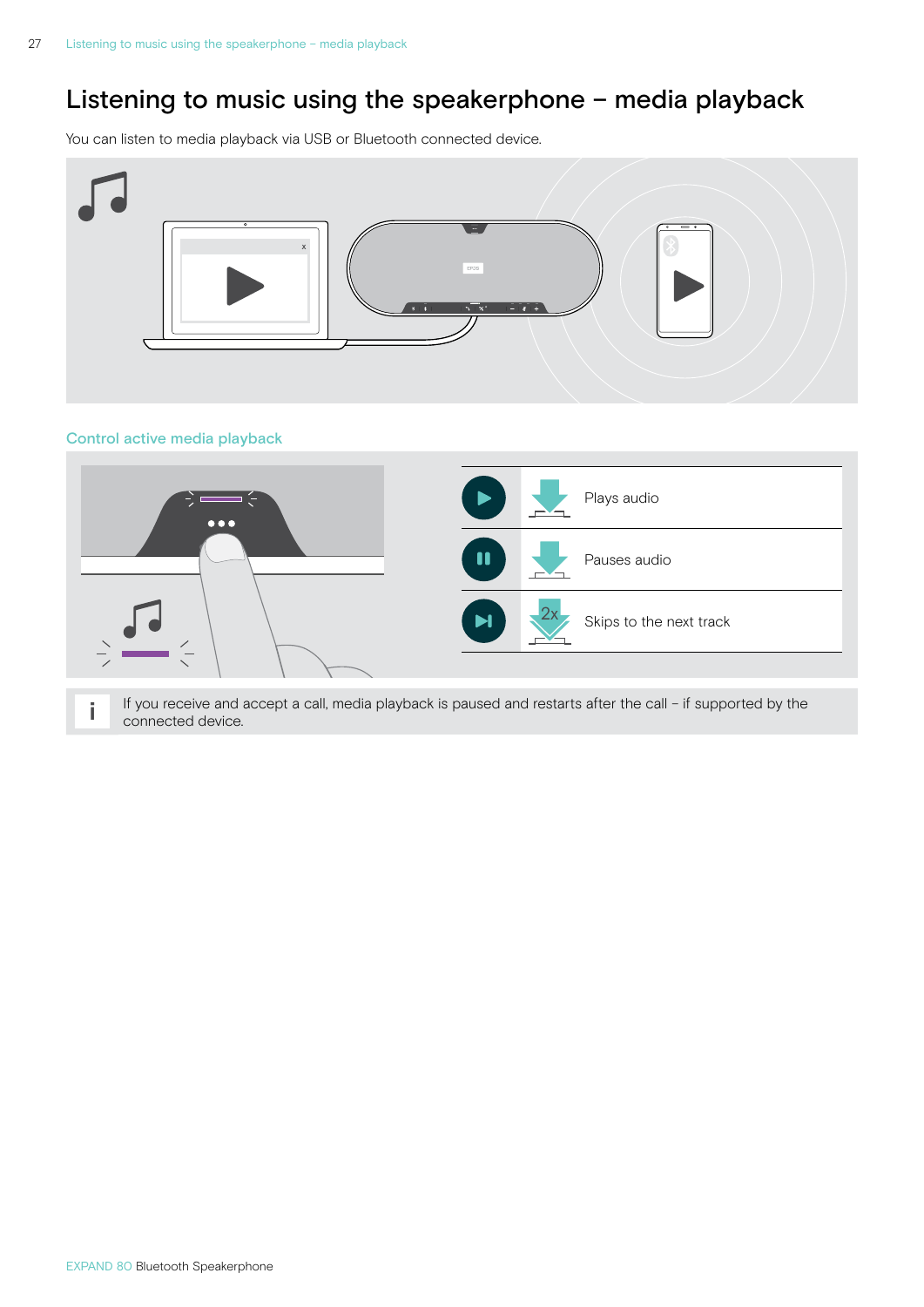# Listening to music using the speakerphone – media playback

You can listen to media playback via USB or Bluetooth connected device.

## Control active media playback

| Button | Action | Function |
|---|---|---|
| ▶ | Press | Plays audio |
| ❚❚ | Press | Pauses audio |
| ▶❚ | Press 2x | Skips to the next track |

i If you receive and accept a call, media playback is paused and restarts after the call – if supported by the connected device.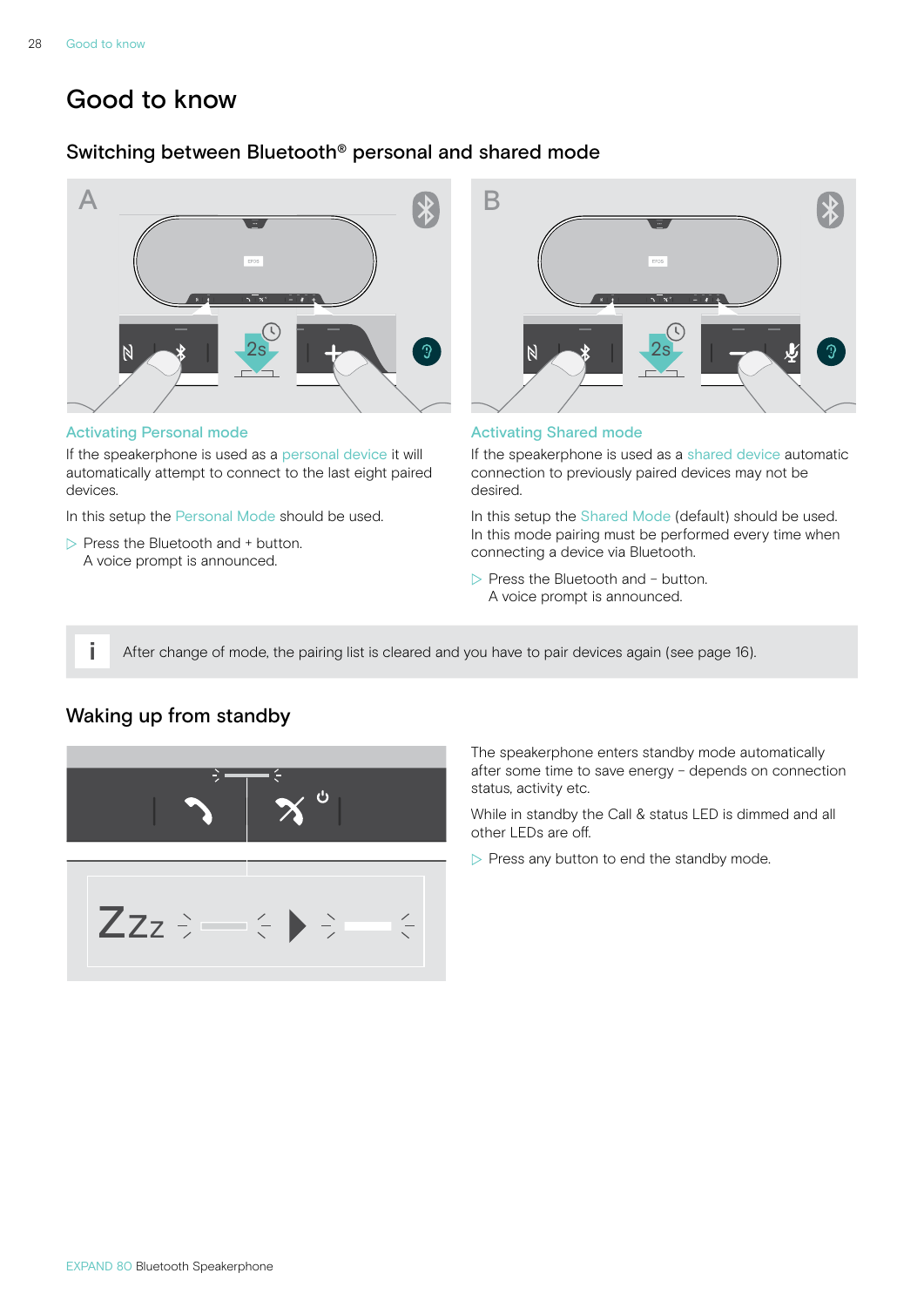# Good to know

## Switching between Bluetooth® personal and shared mode

### Activating Personal mode

If the speakerphone is used as a personal device it will automatically attempt to connect to the last eight paired devices.

In this setup the Personal Mode should be used.

▷ Press the Bluetooth and + button.
A voice prompt is announced.

### Activating Shared mode

If the speakerphone is used as a shared device automatic connection to previously paired devices may not be desired.

In this setup the Shared Mode (default) should be used. In this mode pairing must be performed every time when connecting a device via Bluetooth.

▷ Press the Bluetooth and – button.
A voice prompt is announced.

**i** After change of mode, the pairing list is cleared and you have to pair devices again (see page 16).

## Waking up from standby

The speakerphone enters standby mode automatically after some time to save energy – depends on connection status, activity etc.

While in standby the Call & status LED is dimmed and all other LEDs are off.

▷ Press any button to end the standby mode.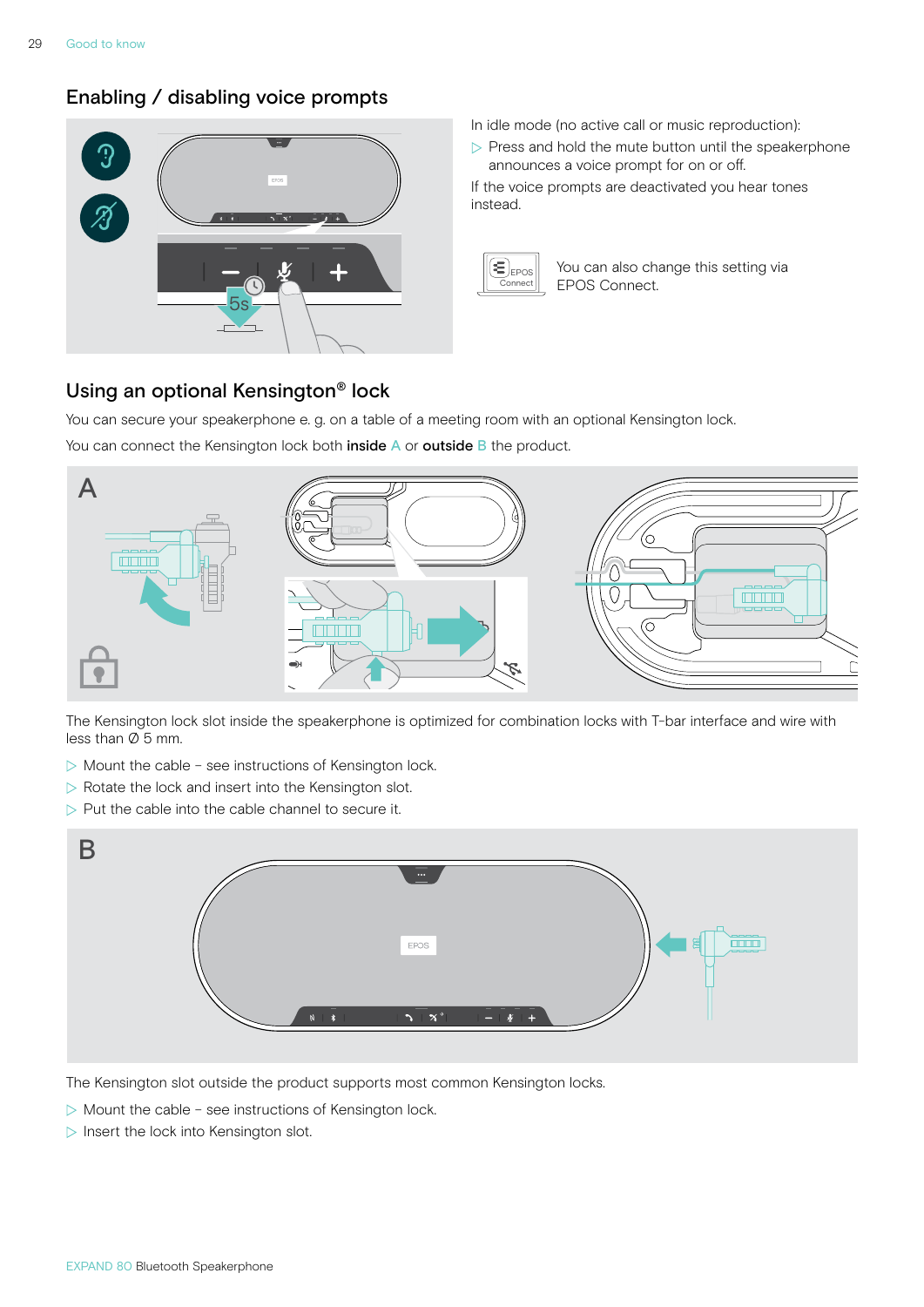## Enabling / disabling voice prompts

In idle mode (no active call or music reproduction):

▷ Press and hold the mute button until the speakerphone announces a voice prompt for on or off.

If the voice prompts are deactivated you hear tones instead.

You can also change this setting via EPOS Connect.

## Using an optional Kensington® lock

You can secure your speakerphone e. g. on a table of a meeting room with an optional Kensington lock.

You can connect the Kensington lock both **inside** A or **outside** B the product.

The Kensington lock slot inside the speakerphone is optimized for combination locks with T-bar interface and wire with less than Ø 5 mm.

▷ Mount the cable – see instructions of Kensington lock.

▷ Rotate the lock and insert into the Kensington slot.

▷ Put the cable into the cable channel to secure it.

The Kensington slot outside the product supports most common Kensington locks.

▷ Mount the cable – see instructions of Kensington lock.

▷ Insert the lock into Kensington slot.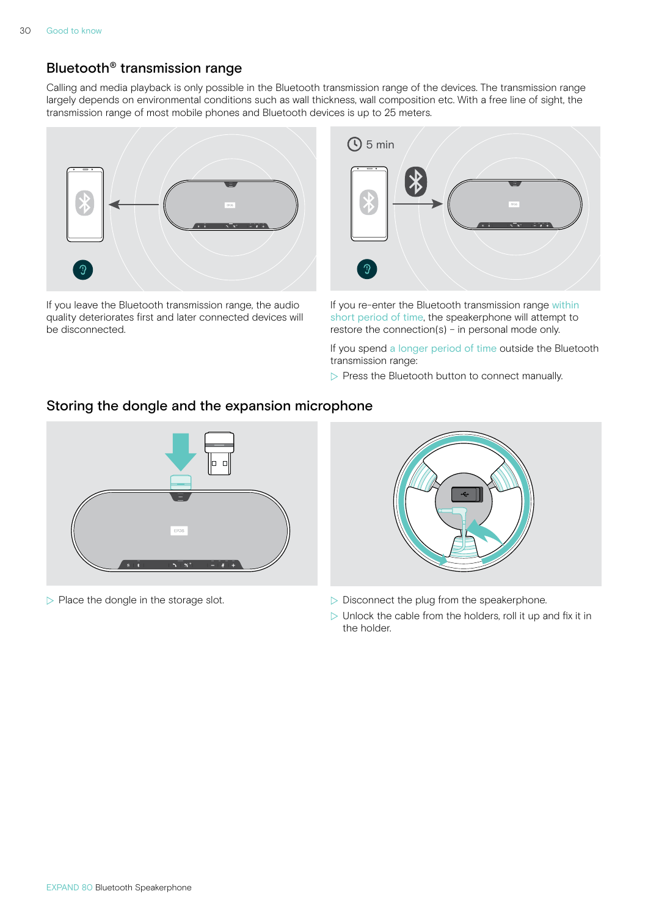## Bluetooth® transmission range

Calling and media playback is only possible in the Bluetooth transmission range of the devices. The transmission range largely depends on environmental conditions such as wall thickness, wall composition etc. With a free line of sight, the transmission range of most mobile phones and Bluetooth devices is up to 25 meters.

If you leave the Bluetooth transmission range, the audio quality deteriorates first and later connected devices will be disconnected.

If you re-enter the Bluetooth transmission range within short period of time, the speakerphone will attempt to restore the connection(s) – in personal mode only.

If you spend a longer period of time outside the Bluetooth transmission range:

▷ Press the Bluetooth button to connect manually.

## Storing the dongle and the expansion microphone

▷ Place the dongle in the storage slot.

▷ Disconnect the plug from the speakerphone.

▷ Unlock the cable from the holders, roll it up and fix it in the holder.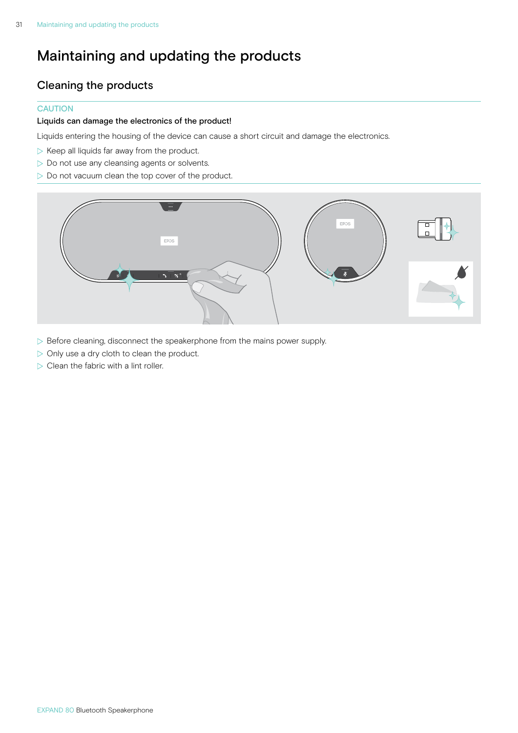# Maintaining and updating the products

## Cleaning the products

CAUTION

**Liquids can damage the electronics of the product!**

Liquids entering the housing of the device can cause a short circuit and damage the electronics.

- ▷ Keep all liquids far away from the product.
- ▷ Do not use any cleansing agents or solvents.
- ▷ Do not vacuum clean the top cover of the product.

- ▷ Before cleaning, disconnect the speakerphone from the mains power supply.
- ▷ Only use a dry cloth to clean the product.
- ▷ Clean the fabric with a lint roller.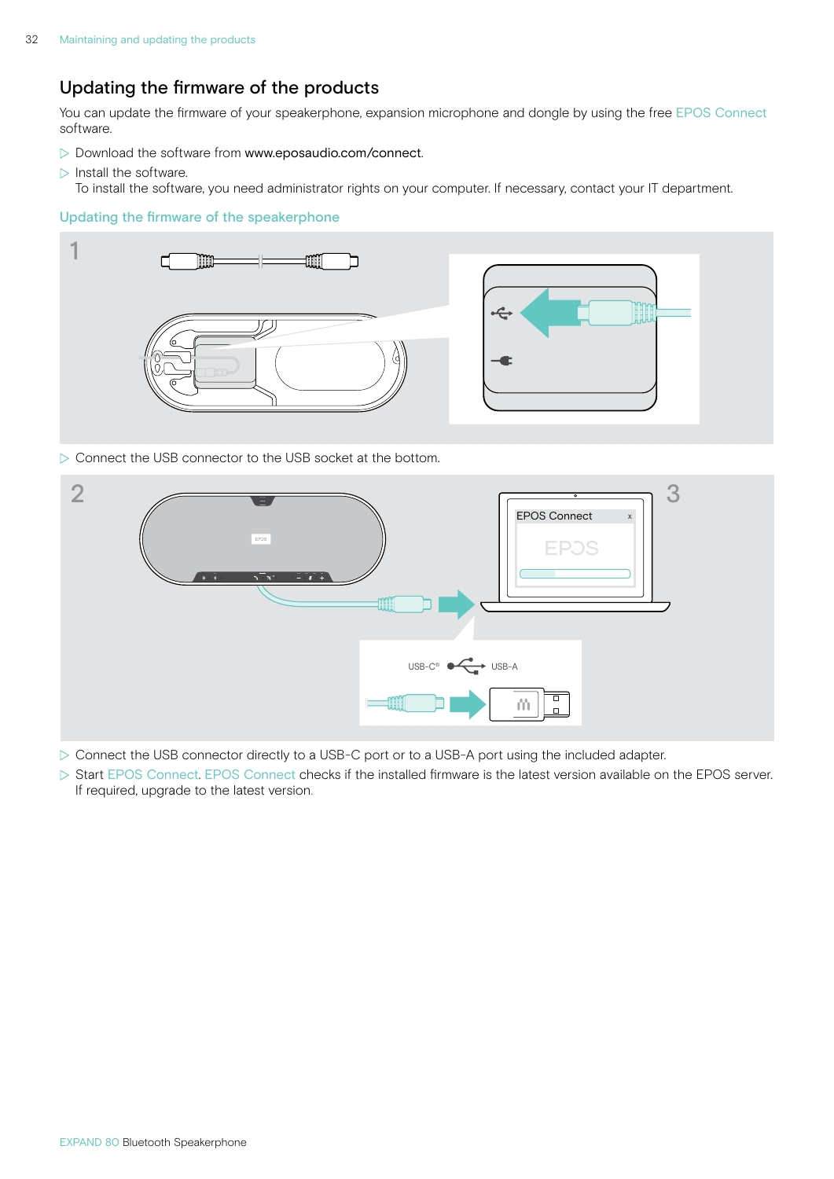## Updating the firmware of the products

You can update the firmware of your speakerphone, expansion microphone and dongle by using the free EPOS Connect software.

▷ Download the software from www.eposaudio.com/connect.

▷ Install the software.
To install the software, you need administrator rights on your computer. If necessary, contact your IT department.

### Updating the firmware of the speakerphone

▷ Connect the USB connector to the USB socket at the bottom.

▷ Connect the USB connector directly to a USB-C port or to a USB-A port using the included adapter.

▷ Start EPOS Connect. EPOS Connect checks if the installed firmware is the latest version available on the EPOS server. If required, upgrade to the latest version.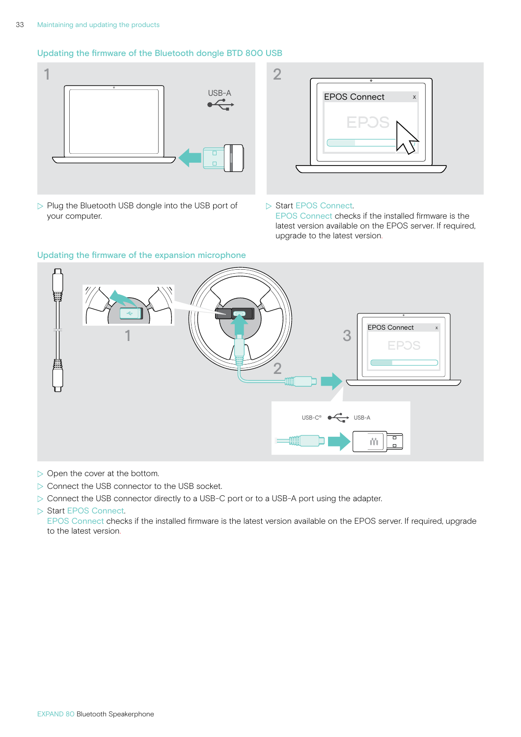## Updating the firmware of the Bluetooth dongle BTD 800 USB

▷ Plug the Bluetooth USB dongle into the USB port of your computer.

▷ Start EPOS Connect.
EPOS Connect checks if the installed firmware is the latest version available on the EPOS server. If required, upgrade to the latest version.

## Updating the firmware of the expansion microphone

▷ Open the cover at the bottom.
▷ Connect the USB connector to the USB socket.
▷ Connect the USB connector directly to a USB-C port or to a USB-A port using the adapter.
▷ Start EPOS Connect.
EPOS Connect checks if the installed firmware is the latest version available on the EPOS server. If required, upgrade to the latest version.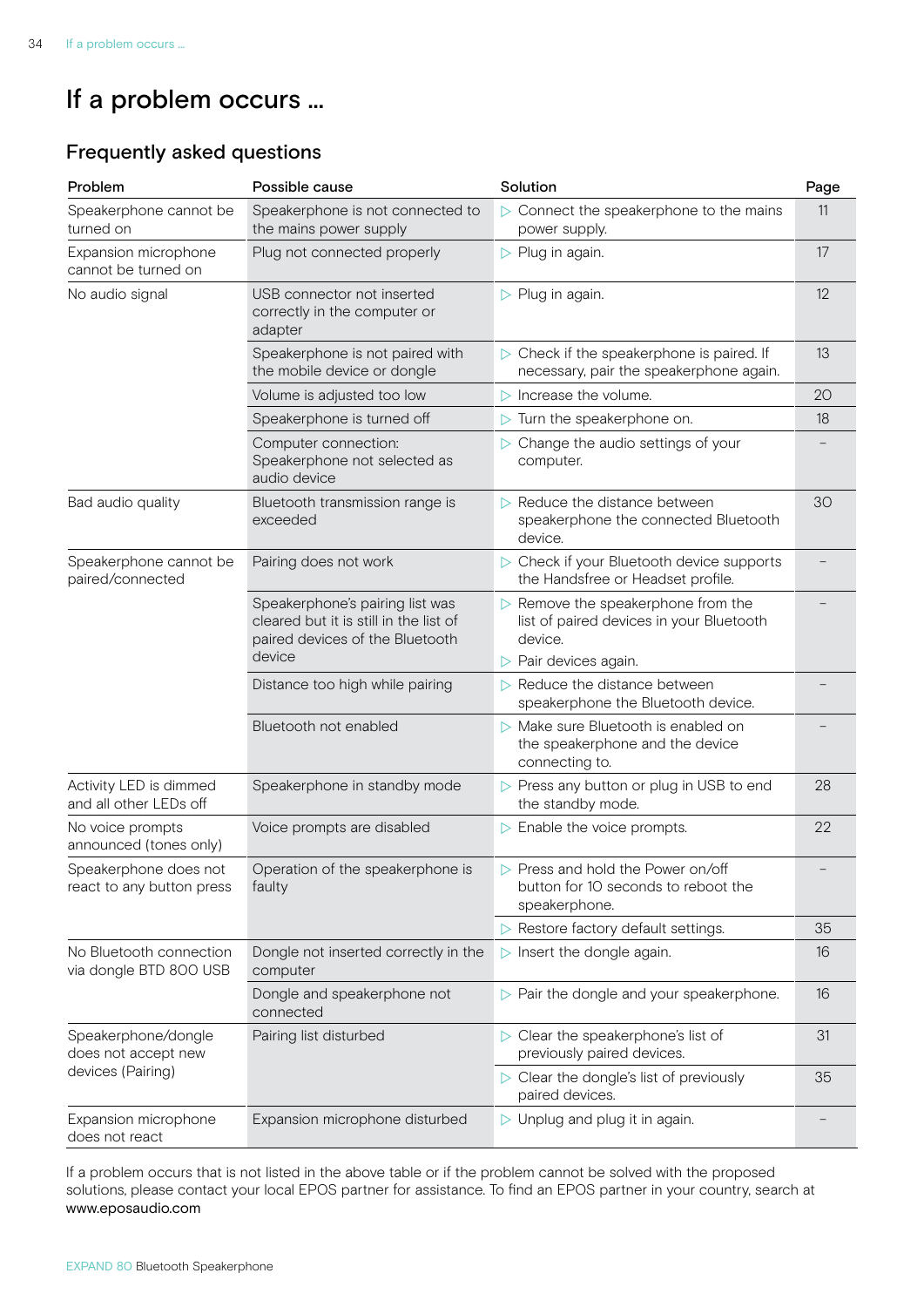# If a problem occurs ...

## Frequently asked questions

| Problem | Possible cause | Solution | Page |
|---|---|---|---|
| Speakerphone cannot be turned on | Speakerphone is not connected to the mains power supply | ▷ Connect the speakerphone to the mains power supply. | 11 |
| Expansion microphone cannot be turned on | Plug not connected properly | ▷ Plug in again. | 17 |
| No audio signal | USB connector not inserted correctly in the computer or adapter | ▷ Plug in again. | 12 |
| | Speakerphone is not paired with the mobile device or dongle | ▷ Check if the speakerphone is paired. If necessary, pair the speakerphone again. | 13 |
| | Volume is adjusted too low | ▷ Increase the volume. | 20 |
| | Speakerphone is turned off | ▷ Turn the speakerphone on. | 18 |
| | Computer connection: Speakerphone not selected as audio device | ▷ Change the audio settings of your computer. | – |
| Bad audio quality | Bluetooth transmission range is exceeded | ▷ Reduce the distance between speakerphone the connected Bluetooth device. | 30 |
| Speakerphone cannot be paired/connected | Pairing does not work | ▷ Check if your Bluetooth device supports the Handsfree or Headset profile. | – |
| | Speakerphone's pairing list was cleared but it is still in the list of paired devices of the Bluetooth device | ▷ Remove the speakerphone from the list of paired devices in your Bluetooth device.<br>▷ Pair devices again. | – |
| | Distance too high while pairing | ▷ Reduce the distance between speakerphone the Bluetooth device. | – |
| | Bluetooth not enabled | ▷ Make sure Bluetooth is enabled on the speakerphone and the device connecting to. | – |
| Activity LED is dimmed and all other LEDs off | Speakerphone in standby mode | ▷ Press any button or plug in USB to end the standby mode. | 28 |
| No voice prompts announced (tones only) | Voice prompts are disabled | ▷ Enable the voice prompts. | 22 |
| Speakerphone does not react to any button press | Operation of the speakerphone is faulty | ▷ Press and hold the Power on/off button for 10 seconds to reboot the speakerphone. | – |
| | | ▷ Restore factory default settings. | 35 |
| No Bluetooth connection via dongle BTD 800 USB | Dongle not inserted correctly in the computer | ▷ Insert the dongle again. | 16 |
| | Dongle and speakerphone not connected | ▷ Pair the dongle and your speakerphone. | 16 |
| Speakerphone/dongle does not accept new devices (Pairing) | Pairing list disturbed | ▷ Clear the speakerphone's list of previously paired devices. | 31 |
| | | ▷ Clear the dongle's list of previously paired devices. | 35 |
| Expansion microphone does not react | Expansion microphone disturbed | ▷ Unplug and plug it in again. | – |

If a problem occurs that is not listed in the above table or if the problem cannot be solved with the proposed solutions, please contact your local EPOS partner for assistance. To find an EPOS partner in your country, search at www.eposaudio.com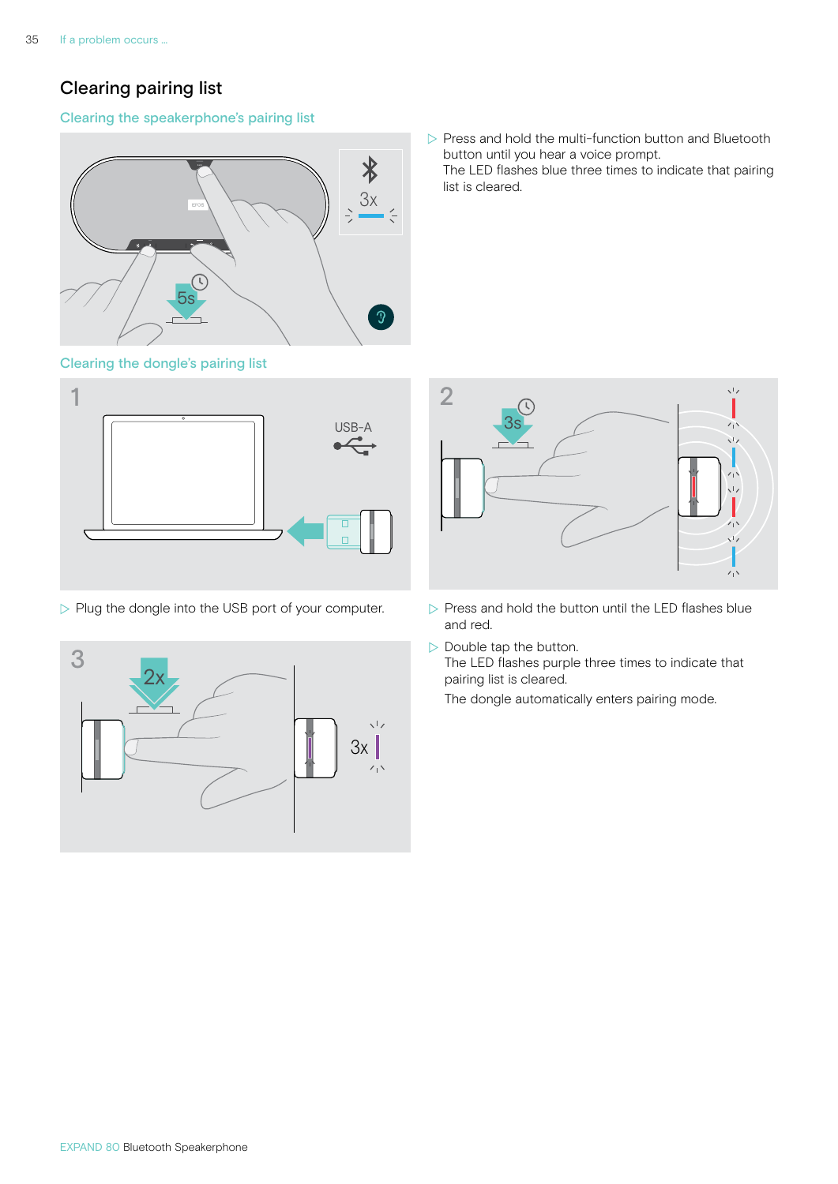## Clearing pairing list

### Clearing the speakerphone's pairing list

▷ Press and hold the multi-function button and Bluetooth button until you hear a voice prompt.
The LED flashes blue three times to indicate that pairing list is cleared.

### Clearing the dongle's pairing list

▷ Plug the dongle into the USB port of your computer.

▷ Press and hold the button until the LED flashes blue and red.

▷ Double tap the button.
The LED flashes purple three times to indicate that pairing list is cleared.
The dongle automatically enters pairing mode.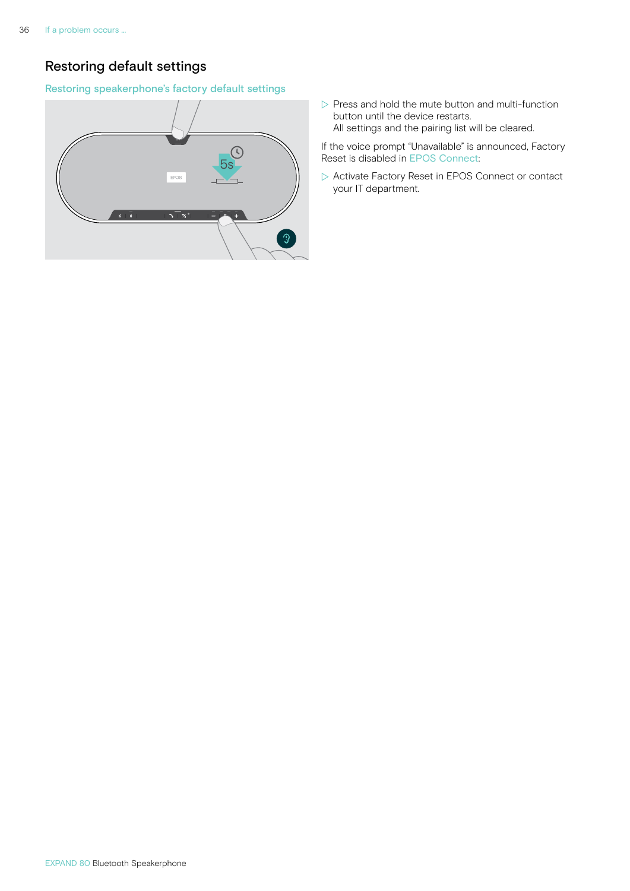# Restoring default settings

## Restoring speakerphone's factory default settings

▷ Press and hold the mute button and multi-function button until the device restarts.
All settings and the pairing list will be cleared.

If the voice prompt "Unavailable" is announced, Factory Reset is disabled in EPOS Connect:

▷ Activate Factory Reset in EPOS Connect or contact your IT department.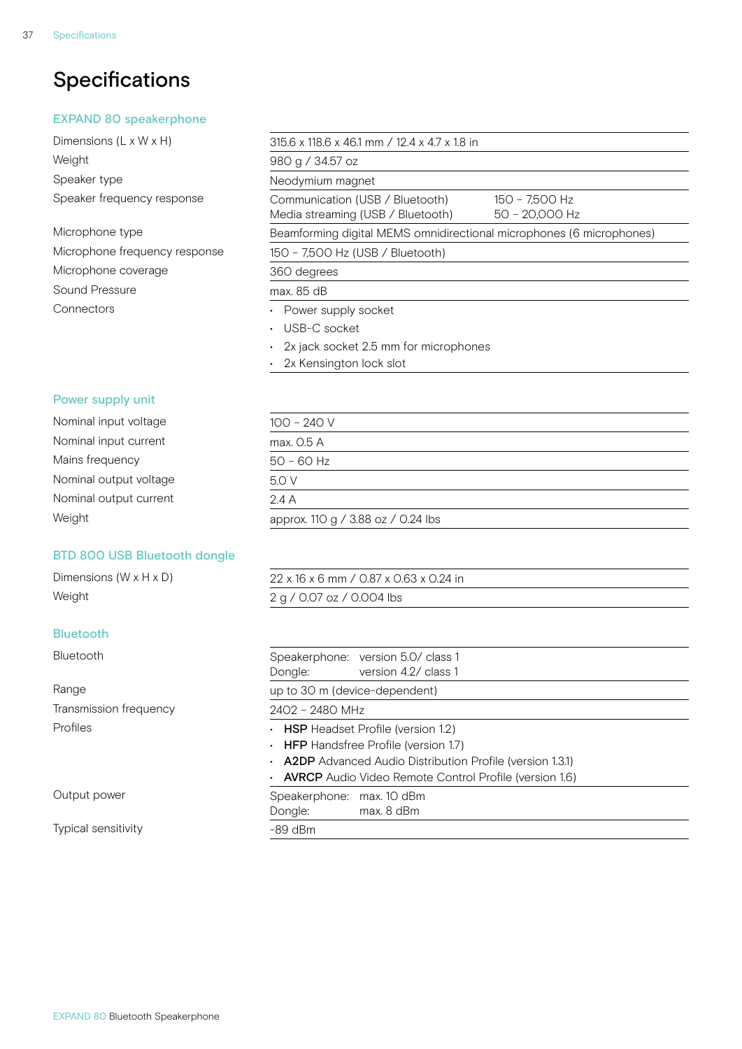# Specifications

## EXPAND 80 speakerphone

| | |
|---|---|
| Dimensions (L x W x H) | 315.6 x 118.6 x 46.1 mm / 12.4 x 4.7 x 1.8 in |
| Weight | 980 g / 34.57 oz |
| Speaker type | Neodymium magnet |
| Speaker frequency response | Communication (USB / Bluetooth) 150 – 7,500 Hz<br>Media streaming (USB / Bluetooth) 50 – 20,000 Hz |
| Microphone type | Beamforming digital MEMS omnidirectional microphones (6 microphones) |
| Microphone frequency response | 150 – 7,500 Hz (USB / Bluetooth) |
| Microphone coverage | 360 degrees |
| Sound Pressure | max. 85 dB |
| Connectors | • Power supply socket<br>• USB-C socket<br>• 2x jack socket 2.5 mm for microphones<br>• 2x Kensington lock slot |

## Power supply unit

| | |
|---|---|
| Nominal input voltage | 100 – 240 V |
| Nominal input current | max. 0.5 A |
| Mains frequency | 50 – 60 Hz |
| Nominal output voltage | 5.0 V |
| Nominal output current | 2.4 A |
| Weight | approx. 110 g / 3.88 oz / 0.24 lbs |

## BTD 800 USB Bluetooth dongle

| | |
|---|---|
| Dimensions (W x H x D) | 22 x 16 x 6 mm / 0.87 x 0.63 x 0.24 in |
| Weight | 2 g / 0.07 oz / 0.004 lbs |

## Bluetooth

| | |
|---|---|
| Bluetooth | Speakerphone: version 5.0/ class 1<br>Dongle: version 4.2/ class 1 |
| Range | up to 30 m (device-dependent) |
| Transmission frequency | 2402 – 2480 MHz |
| Profiles | • **HSP** Headset Profile (version 1.2)<br>• **HFP** Handsfree Profile (version 1.7)<br>• **A2DP** Advanced Audio Distribution Profile (version 1.3.1)<br>• **AVRCP** Audio Video Remote Control Profile (version 1.6) |
| Output power | Speakerphone: max. 10 dBm<br>Dongle: max. 8 dBm |
| Typical sensitivity | -89 dBm |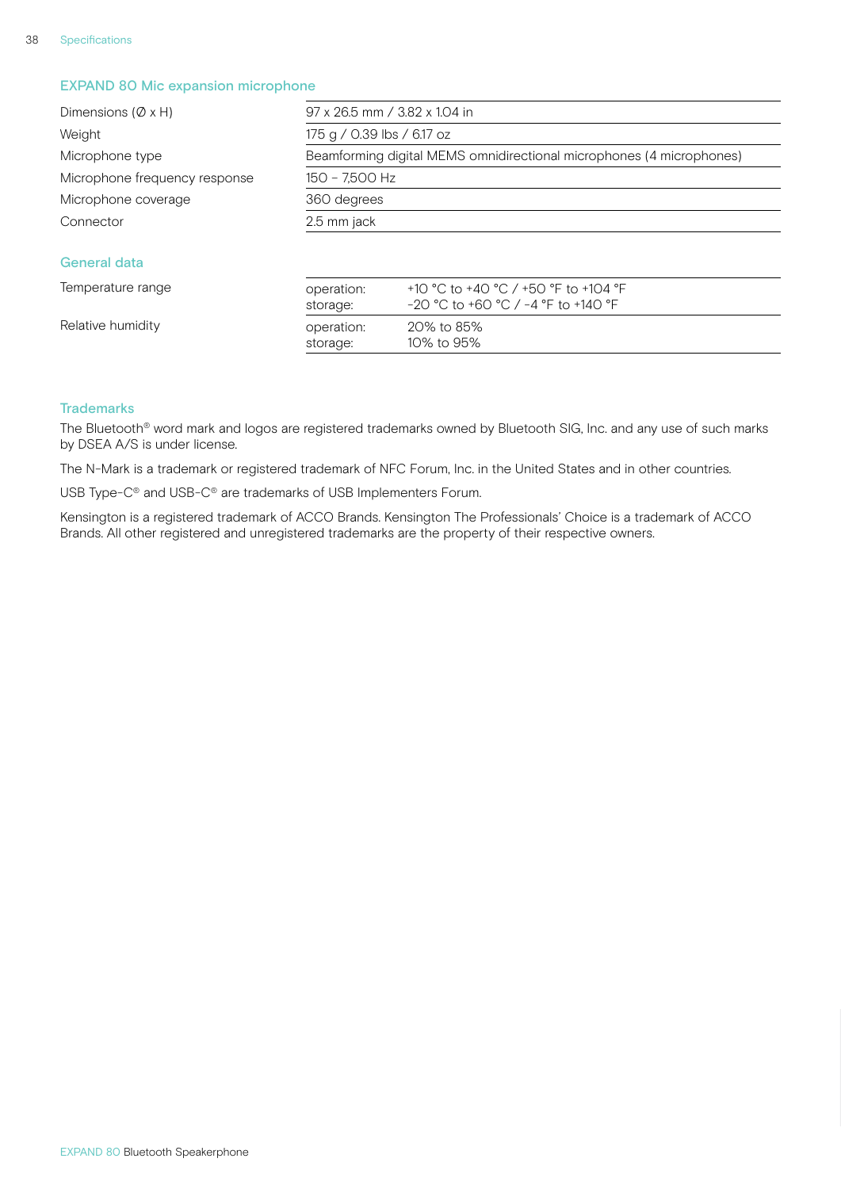### EXPAND 80 Mic expansion microphone

| | |
|---|---|
| Dimensions (Ø x H) | 97 x 26.5 mm / 3.82 x 1.04 in |
| Weight | 175 g / 0.39 lbs / 6.17 oz |
| Microphone type | Beamforming digital MEMS omnidirectional microphones (4 microphones) |
| Microphone frequency response | 150 – 7,500 Hz |
| Microphone coverage | 360 degrees |
| Connector | 2.5 mm jack |

### General data

| | | |
|---|---|---|
| Temperature range | operation:<br>storage: | +10 °C to +40 °C / +50 °F to +104 °F<br>-20 °C to +60 °C / -4 °F to +140 °F |
| Relative humidity | operation:<br>storage: | 20% to 85%<br>10% to 95% |

### Trademarks

The Bluetooth® word mark and logos are registered trademarks owned by Bluetooth SIG, Inc. and any use of such marks by DSEA A/S is under license.

The N-Mark is a trademark or registered trademark of NFC Forum, Inc. in the United States and in other countries.

USB Type-C® and USB-C® are trademarks of USB Implementers Forum.

Kensington is a registered trademark of ACCO Brands. Kensington The Professionals' Choice is a trademark of ACCO Brands. All other registered and unregistered trademarks are the property of their respective owners.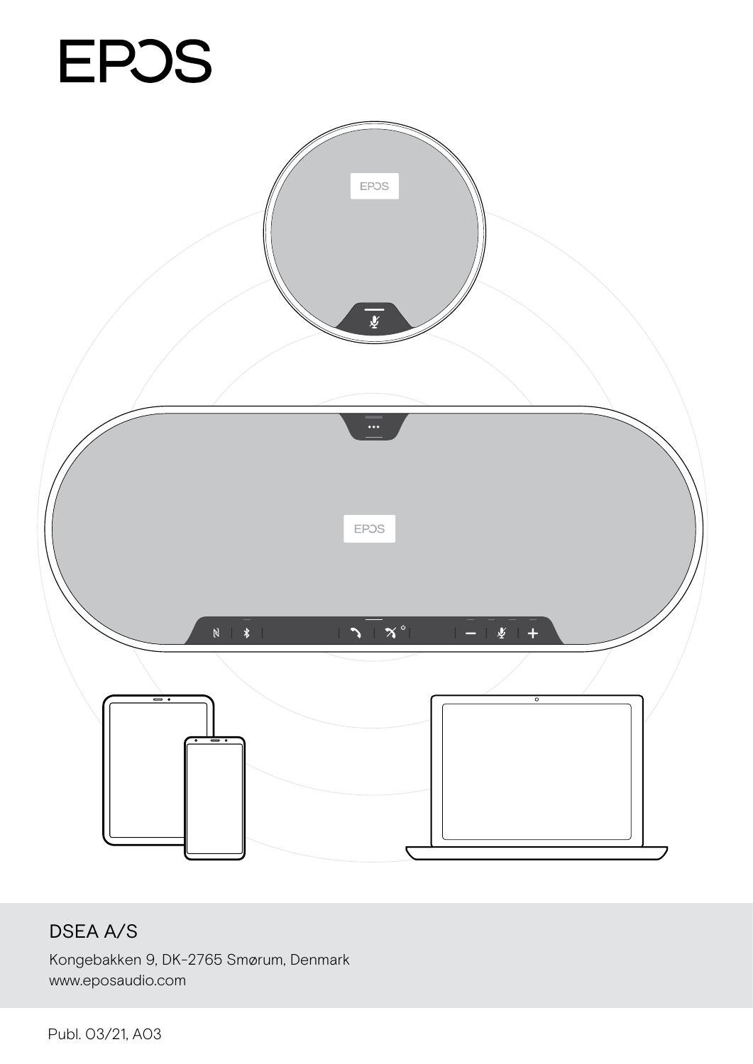# EPOS

DSEA A/S

Kongebakken 9, DK-2765 Smørum, Denmark
www.eposaudio.com

Publ. 03/21, A03